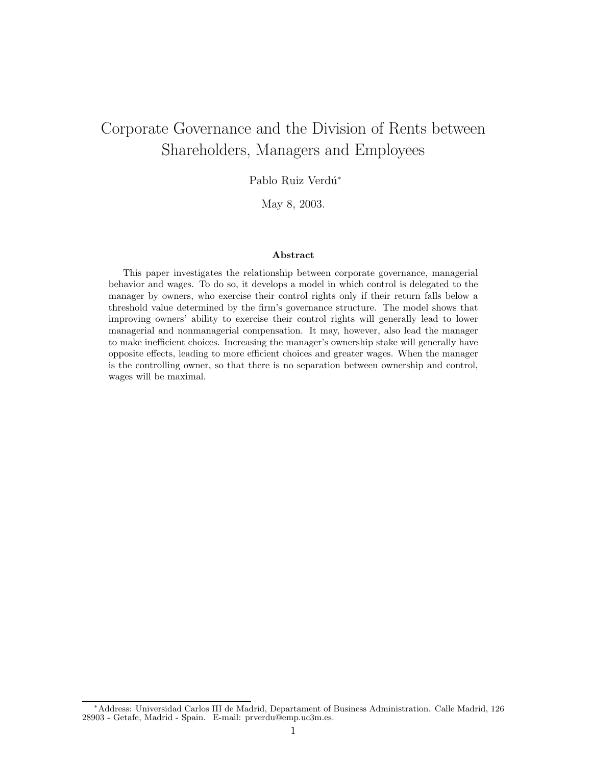# Corporate Governance and the Division of Rents between Shareholders, Managers and Employees

Pablo Ruiz Verdú[*]

May 8, 2003.

### Abstract

This paper investigates the relationship between corporate governance, managerial behavior and wages. To do so, it develops a model in which control is delegated to the manager by owners, who exercise their control rights only if their return falls below a threshold value determined by the firm's governance structure. The model shows that improving owners' ability to exercise their control rights will generally lead to lower managerial and nonmanagerial compensation. It may, however, also lead the manager to make inefficient choices. Increasing the manager's ownership stake will generally have opposite effects, leading to more efficient choices and greater wages. When the manager is the controlling owner, so that there is no separation between ownership and control, wages will be maximal.

[*] Address: Universidad Carlos III de Madrid, Departament of Business Administration. Calle Madrid, 126 28903 - Getafe, Madrid - Spain. E-mail: prverdu@emp.uc3m.es.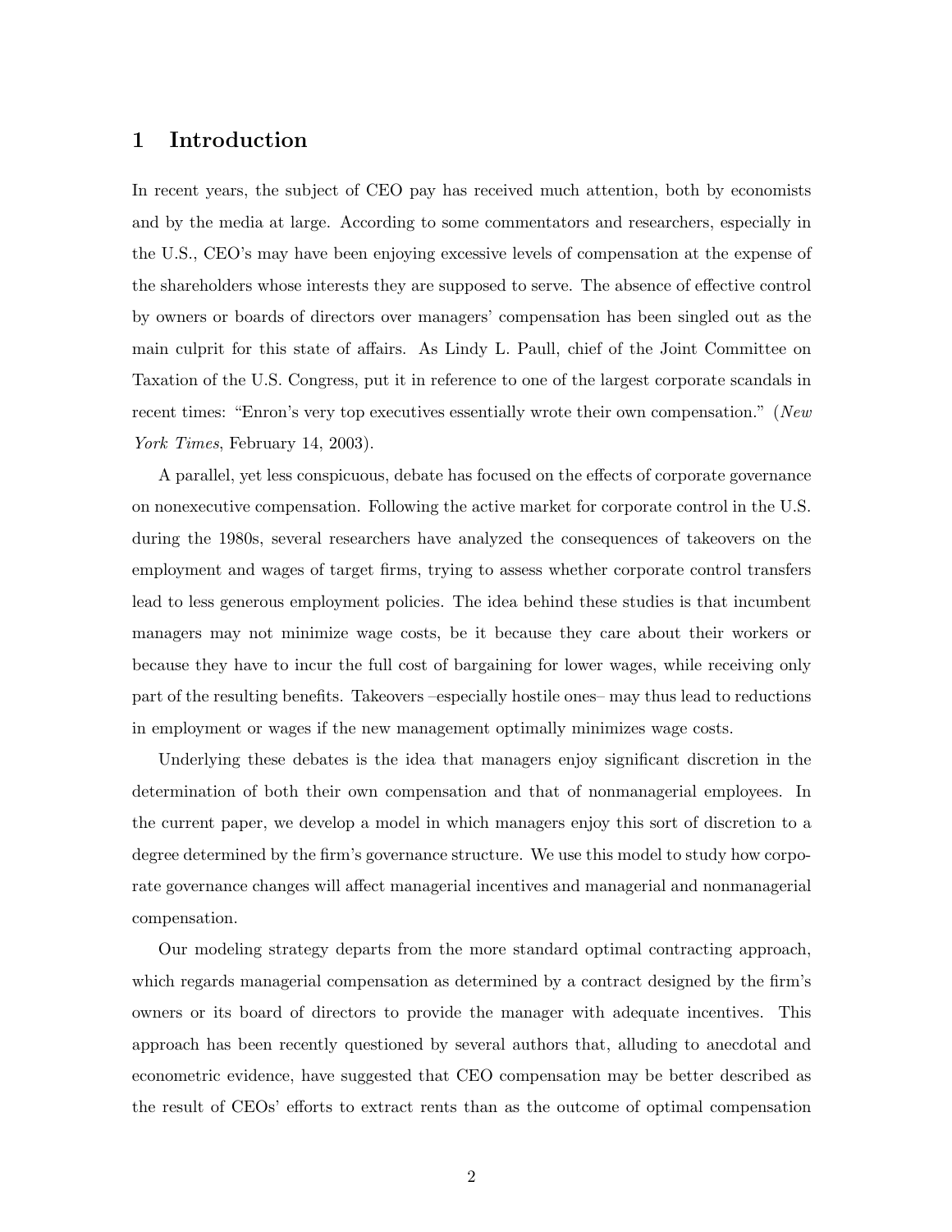# 1 Introduction

In recent years, the subject of CEO pay has received much attention, both by economists and by the media at large. According to some commentators and researchers, especially in the U.S., CEO's may have been enjoying excessive levels of compensation at the expense of the shareholders whose interests they are supposed to serve. The absence of effective control by owners or boards of directors over managers' compensation has been singled out as the main culprit for this state of affairs. As Lindy L. Paull, chief of the Joint Committee on Taxation of the U.S. Congress, put it in reference to one of the largest corporate scandals in recent times: "Enron's very top executives essentially wrote their own compensation." (*New York Times*, February 14, 2003).

A parallel, yet less conspicuous, debate has focused on the effects of corporate governance on nonexecutive compensation. Following the active market for corporate control in the U.S. during the 1980s, several researchers have analyzed the consequences of takeovers on the employment and wages of target firms, trying to assess whether corporate control transfers lead to less generous employment policies. The idea behind these studies is that incumbent managers may not minimize wage costs, be it because they care about their workers or because they have to incur the full cost of bargaining for lower wages, while receiving only part of the resulting benefits. Takeovers –especially hostile ones– may thus lead to reductions in employment or wages if the new management optimally minimizes wage costs.

Underlying these debates is the idea that managers enjoy significant discretion in the determination of both their own compensation and that of nonmanagerial employees. In the current paper, we develop a model in which managers enjoy this sort of discretion to a degree determined by the firm's governance structure. We use this model to study how corporate governance changes will affect managerial incentives and managerial and nonmanagerial compensation.

Our modeling strategy departs from the more standard optimal contracting approach, which regards managerial compensation as determined by a contract designed by the firm's owners or its board of directors to provide the manager with adequate incentives. This approach has been recently questioned by several authors that, alluding to anecdotal and econometric evidence, have suggested that CEO compensation may be better described as the result of CEOs' efforts to extract rents than as the outcome of optimal compensation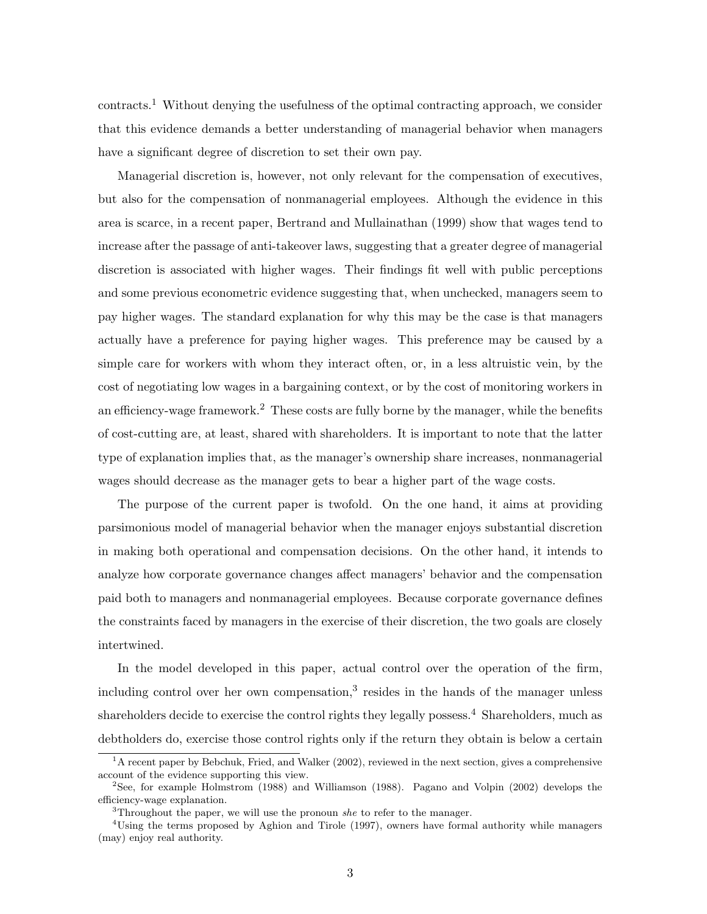contracts.[1] Without denying the usefulness of the optimal contracting approach, we consider that this evidence demands a better understanding of managerial behavior when managers have a significant degree of discretion to set their own pay.

Managerial discretion is, however, not only relevant for the compensation of executives, but also for the compensation of nonmanagerial employees. Although the evidence in this area is scarce, in a recent paper, Bertrand and Mullainathan (1999) show that wages tend to increase after the passage of anti-takeover laws, suggesting that a greater degree of managerial discretion is associated with higher wages. Their findings fit well with public perceptions and some previous econometric evidence suggesting that, when unchecked, managers seem to pay higher wages. The standard explanation for why this may be the case is that managers actually have a preference for paying higher wages. This preference may be caused by a simple care for workers with whom they interact often, or, in a less altruistic vein, by the cost of negotiating low wages in a bargaining context, or by the cost of monitoring workers in an efficiency-wage framework.[2] These costs are fully borne by the manager, while the benefits of cost-cutting are, at least, shared with shareholders. It is important to note that the latter type of explanation implies that, as the manager's ownership share increases, nonmanagerial wages should decrease as the manager gets to bear a higher part of the wage costs.

The purpose of the current paper is twofold. On the one hand, it aims at providing parsimonious model of managerial behavior when the manager enjoys substantial discretion in making both operational and compensation decisions. On the other hand, it intends to analyze how corporate governance changes affect managers' behavior and the compensation paid both to managers and nonmanagerial employees. Because corporate governance defines the constraints faced by managers in the exercise of their discretion, the two goals are closely intertwined.

In the model developed in this paper, actual control over the operation of the firm, including control over her own compensation,[3] resides in the hands of the manager unless shareholders decide to exercise the control rights they legally possess.[4] Shareholders, much as debtholders do, exercise those control rights only if the return they obtain is below a certain

[1] A recent paper by Bebchuk, Fried, and Walker (2002), reviewed in the next section, gives a comprehensive account of the evidence supporting this view.

[2] See, for example Holmstrom (1988) and Williamson (1988). Pagano and Volpin (2002) develops the efficiency-wage explanation.

[3] Throughout the paper, we will use the pronoun *she* to refer to the manager.

[4] Using the terms proposed by Aghion and Tirole (1997), owners have formal authority while managers (may) enjoy real authority.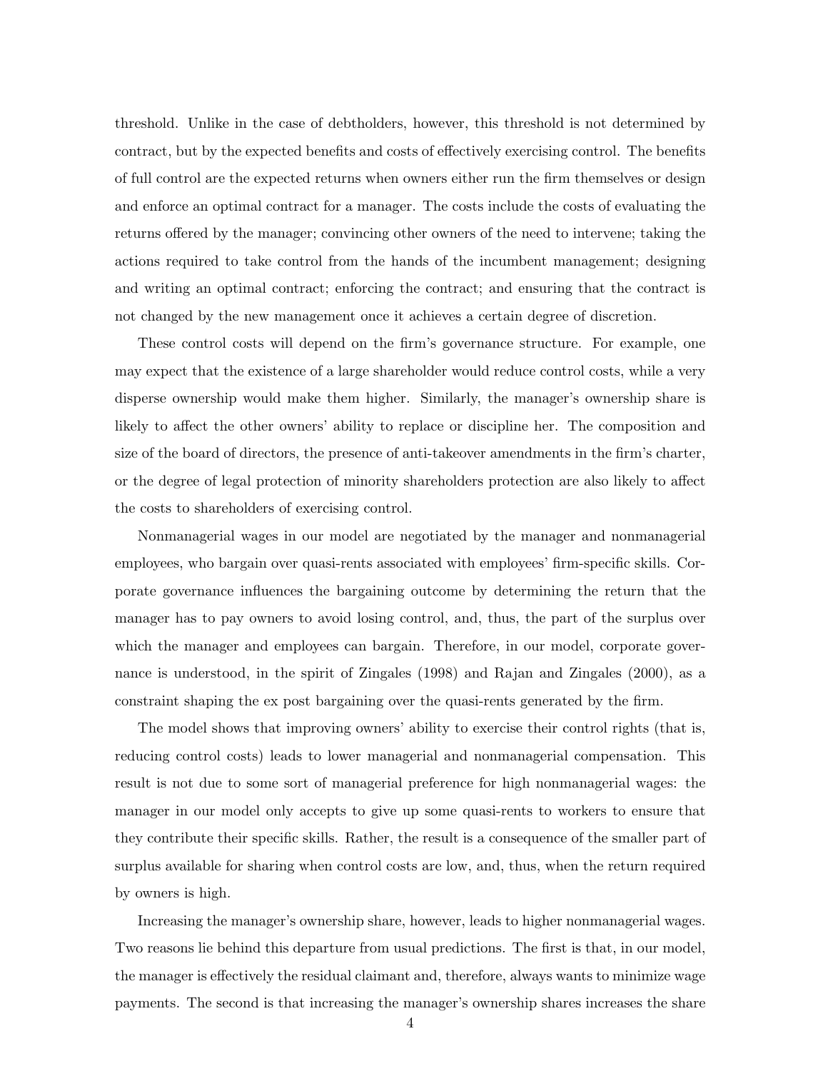threshold. Unlike in the case of debtholders, however, this threshold is not determined by contract, but by the expected benefits and costs of effectively exercising control. The benefits of full control are the expected returns when owners either run the firm themselves or design and enforce an optimal contract for a manager. The costs include the costs of evaluating the returns offered by the manager; convincing other owners of the need to intervene; taking the actions required to take control from the hands of the incumbent management; designing and writing an optimal contract; enforcing the contract; and ensuring that the contract is not changed by the new management once it achieves a certain degree of discretion.

These control costs will depend on the firm's governance structure. For example, one may expect that the existence of a large shareholder would reduce control costs, while a very disperse ownership would make them higher. Similarly, the manager's ownership share is likely to affect the other owners' ability to replace or discipline her. The composition and size of the board of directors, the presence of anti-takeover amendments in the firm's charter, or the degree of legal protection of minority shareholders protection are also likely to affect the costs to shareholders of exercising control.

Nonmanagerial wages in our model are negotiated by the manager and nonmanagerial employees, who bargain over quasi-rents associated with employees' firm-specific skills. Corporate governance influences the bargaining outcome by determining the return that the manager has to pay owners to avoid losing control, and, thus, the part of the surplus over which the manager and employees can bargain. Therefore, in our model, corporate governance is understood, in the spirit of Zingales (1998) and Rajan and Zingales (2000), as a constraint shaping the ex post bargaining over the quasi-rents generated by the firm.

The model shows that improving owners' ability to exercise their control rights (that is, reducing control costs) leads to lower managerial and nonmanagerial compensation. This result is not due to some sort of managerial preference for high nonmanagerial wages: the manager in our model only accepts to give up some quasi-rents to workers to ensure that they contribute their specific skills. Rather, the result is a consequence of the smaller part of surplus available for sharing when control costs are low, and, thus, when the return required by owners is high.

Increasing the manager's ownership share, however, leads to higher nonmanagerial wages. Two reasons lie behind this departure from usual predictions. The first is that, in our model, the manager is effectively the residual claimant and, therefore, always wants to minimize wage payments. The second is that increasing the manager's ownership shares increases the share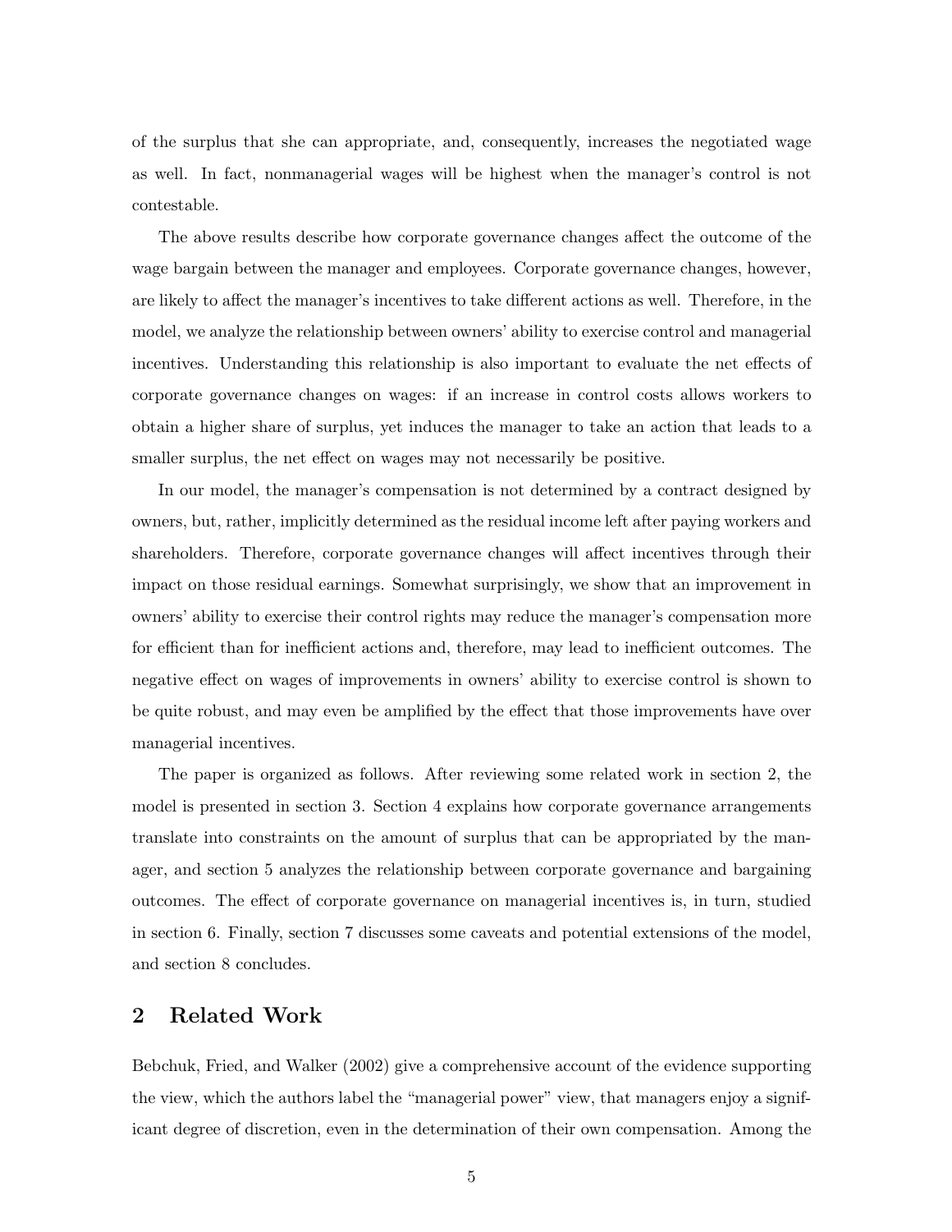of the surplus that she can appropriate, and, consequently, increases the negotiated wage as well. In fact, nonmanagerial wages will be highest when the manager's control is not contestable.

The above results describe how corporate governance changes affect the outcome of the wage bargain between the manager and employees. Corporate governance changes, however, are likely to affect the manager's incentives to take different actions as well. Therefore, in the model, we analyze the relationship between owners' ability to exercise control and managerial incentives. Understanding this relationship is also important to evaluate the net effects of corporate governance changes on wages: if an increase in control costs allows workers to obtain a higher share of surplus, yet induces the manager to take an action that leads to a smaller surplus, the net effect on wages may not necessarily be positive.

In our model, the manager's compensation is not determined by a contract designed by owners, but, rather, implicitly determined as the residual income left after paying workers and shareholders. Therefore, corporate governance changes will affect incentives through their impact on those residual earnings. Somewhat surprisingly, we show that an improvement in owners' ability to exercise their control rights may reduce the manager's compensation more for efficient than for inefficient actions and, therefore, may lead to inefficient outcomes. The negative effect on wages of improvements in owners' ability to exercise control is shown to be quite robust, and may even be amplified by the effect that those improvements have over managerial incentives.

The paper is organized as follows. After reviewing some related work in section 2, the model is presented in section 3. Section 4 explains how corporate governance arrangements translate into constraints on the amount of surplus that can be appropriated by the manager, and section 5 analyzes the relationship between corporate governance and bargaining outcomes. The effect of corporate governance on managerial incentives is, in turn, studied in section 6. Finally, section 7 discusses some caveats and potential extensions of the model, and section 8 concludes.

## 2 Related Work

Bebchuk, Fried, and Walker (2002) give a comprehensive account of the evidence supporting the view, which the authors label the "managerial power" view, that managers enjoy a significant degree of discretion, even in the determination of their own compensation. Among the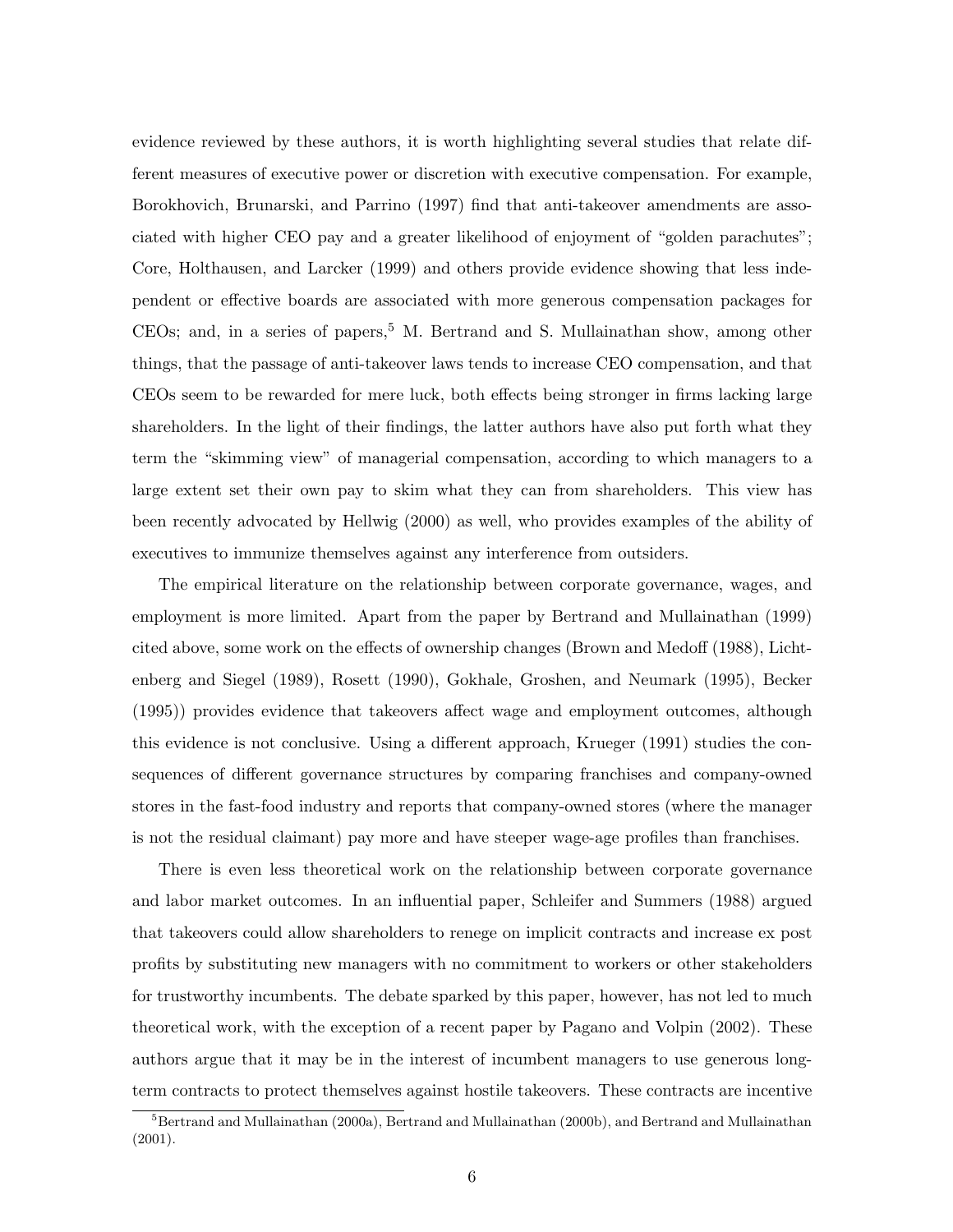evidence reviewed by these authors, it is worth highlighting several studies that relate different measures of executive power or discretion with executive compensation. For example, Borokhovich, Brunarski, and Parrino (1997) find that anti-takeover amendments are associated with higher CEO pay and a greater likelihood of enjoyment of "golden parachutes"; Core, Holthausen, and Larcker (1999) and others provide evidence showing that less independent or effective boards are associated with more generous compensation packages for CEOs; and, in a series of papers,[5] M. Bertrand and S. Mullainathan show, among other things, that the passage of anti-takeover laws tends to increase CEO compensation, and that CEOs seem to be rewarded for mere luck, both effects being stronger in firms lacking large shareholders. In the light of their findings, the latter authors have also put forth what they term the "skimming view" of managerial compensation, according to which managers to a large extent set their own pay to skim what they can from shareholders. This view has been recently advocated by Hellwig (2000) as well, who provides examples of the ability of executives to immunize themselves against any interference from outsiders.

The empirical literature on the relationship between corporate governance, wages, and employment is more limited. Apart from the paper by Bertrand and Mullainathan (1999) cited above, some work on the effects of ownership changes (Brown and Medoff (1988), Lichtenberg and Siegel (1989), Rosett (1990), Gokhale, Groshen, and Neumark (1995), Becker (1995)) provides evidence that takeovers affect wage and employment outcomes, although this evidence is not conclusive. Using a different approach, Krueger (1991) studies the consequences of different governance structures by comparing franchises and company-owned stores in the fast-food industry and reports that company-owned stores (where the manager is not the residual claimant) pay more and have steeper wage-age profiles than franchises.

There is even less theoretical work on the relationship between corporate governance and labor market outcomes. In an influential paper, Schleifer and Summers (1988) argued that takeovers could allow shareholders to renege on implicit contracts and increase ex post profits by substituting new managers with no commitment to workers or other stakeholders for trustworthy incumbents. The debate sparked by this paper, however, has not led to much theoretical work, with the exception of a recent paper by Pagano and Volpin (2002). These authors argue that it may be in the interest of incumbent managers to use generous long-term contracts to protect themselves against hostile takeovers. These contracts are incentive

[5] Bertrand and Mullainathan (2000a), Bertrand and Mullainathan (2000b), and Bertrand and Mullainathan (2001).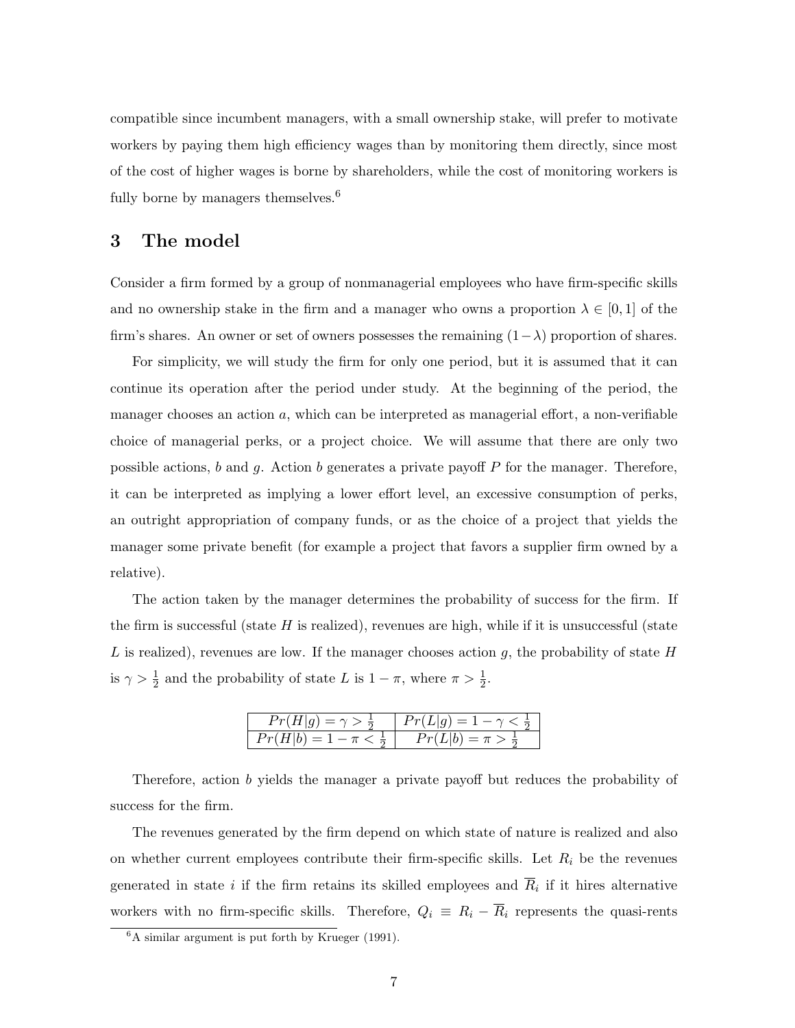compatible since incumbent managers, with a small ownership stake, will prefer to motivate workers by paying them high efficiency wages than by monitoring them directly, since most of the cost of higher wages is borne by shareholders, while the cost of monitoring workers is fully borne by managers themselves.[6]

## 3 The model

Consider a firm formed by a group of nonmanagerial employees who have firm-specific skills and no ownership stake in the firm and a manager who owns a proportion $\lambda \in [0, 1]$ of the firm's shares. An owner or set of owners possesses the remaining $(1-\lambda)$ proportion of shares.

For simplicity, we will study the firm for only one period, but it is assumed that it can continue its operation after the period under study. At the beginning of the period, the manager chooses an action $a$, which can be interpreted as managerial effort, a non-verifiable choice of managerial perks, or a project choice. We will assume that there are only two possible actions, $b$ and $g$. Action $b$ generates a private payoff $P$ for the manager. Therefore, it can be interpreted as implying a lower effort level, an excessive consumption of perks, an outright appropriation of company funds, or as the choice of a project that yields the manager some private benefit (for example a project that favors a supplier firm owned by a relative).

The action taken by the manager determines the probability of success for the firm. If the firm is successful (state $H$ is realized), revenues are high, while if it is unsuccessful (state $L$ is realized), revenues are low. If the manager chooses action $g$, the probability of state $H$ is $\gamma > \frac{1}{2}$ and the probability of state $L$ is $1 - \pi$, where $\pi > \frac{1}{2}$.

| $Pr(H \vert g) = \gamma > \frac{1}{2}$ | $Pr(L \vert g) = 1 - \gamma < \frac{1}{2}$ |
|---|---|
| $Pr(H \vert b) = 1 - \pi < \frac{1}{2}$ | $Pr(L \vert b) = \pi > \frac{1}{2}$ |

Therefore, action $b$ yields the manager a private payoff but reduces the probability of success for the firm.

The revenues generated by the firm depend on which state of nature is realized and also on whether current employees contribute their firm-specific skills. Let $R_i$ be the revenues generated in state $i$ if the firm retains its skilled employees and $\overline{R}_i$ if it hires alternative workers with no firm-specific skills. Therefore, $Q_i \equiv R_i - \overline{R}_i$ represents the quasi-rents

[6] A similar argument is put forth by Krueger (1991).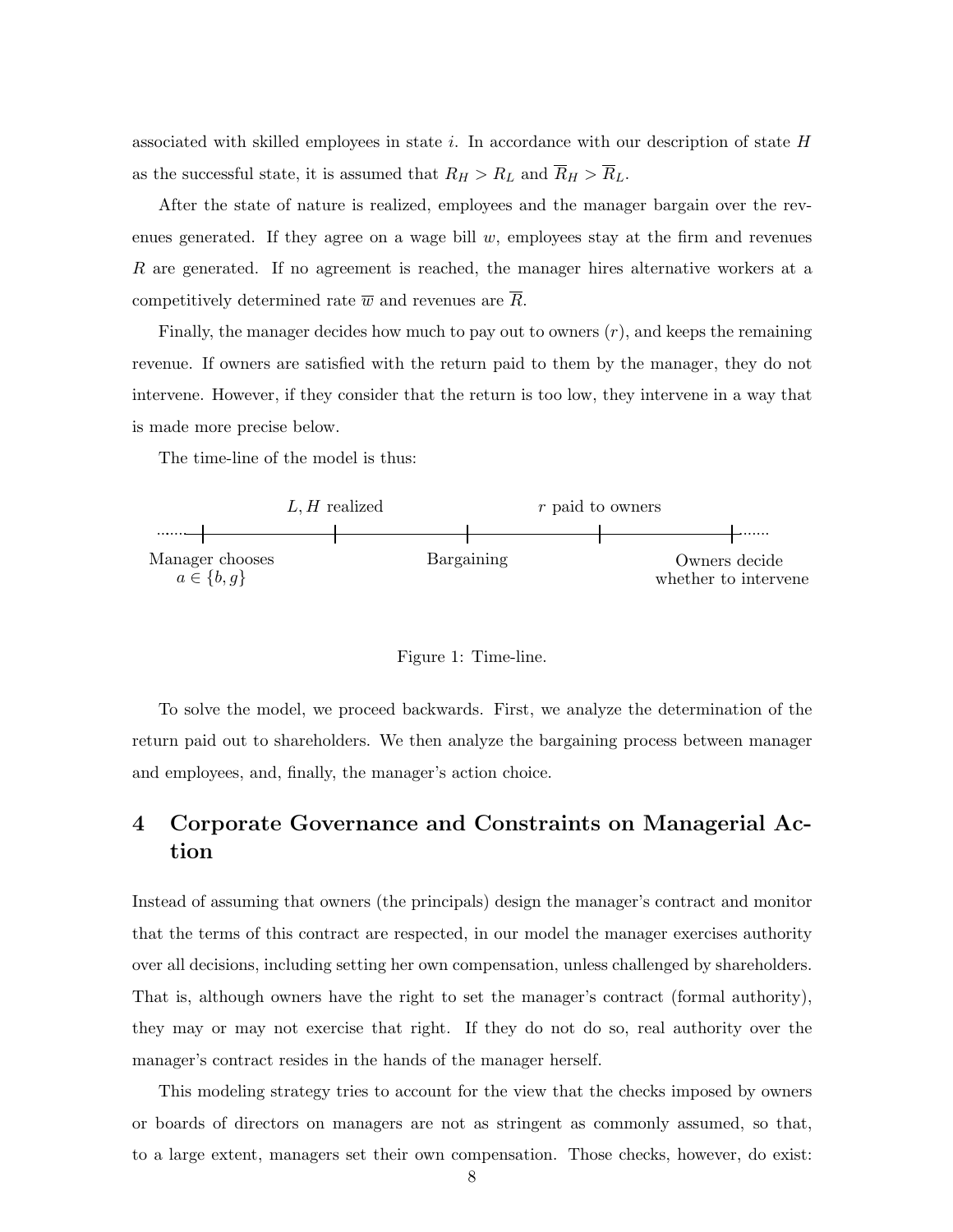associated with skilled employees in state $i$. In accordance with our description of state $H$ as the successful state, it is assumed that $R_H > R_L$ and $\overline{R}_H > \overline{R}_L$.

After the state of nature is realized, employees and the manager bargain over the revenues generated. If they agree on a wage bill $w$, employees stay at the firm and revenues $R$ are generated. If no agreement is reached, the manager hires alternative workers at a competitively determined rate $\overline{w}$ and revenues are $\overline{R}$.

Finally, the manager decides how much to pay out to owners ($r$), and keeps the remaining revenue. If owners are satisfied with the return paid to them by the manager, they do not intervene. However, if they consider that the return is too low, they intervene in a way that is made more precise below.

The time-line of the model is thus:

Manager chooses $a \in \{b, g\}$ → $L, H$ realized → Bargaining → $r$ paid to owners → Owners decide whether to intervene

Figure 1: Time-line.

To solve the model, we proceed backwards. First, we analyze the determination of the return paid out to shareholders. We then analyze the bargaining process between manager and employees, and, finally, the manager's action choice.

# 4 Corporate Governance and Constraints on Managerial Action

Instead of assuming that owners (the principals) design the manager's contract and monitor that the terms of this contract are respected, in our model the manager exercises authority over all decisions, including setting her own compensation, unless challenged by shareholders. That is, although owners have the right to set the manager's contract (formal authority), they may or may not exercise that right. If they do not do so, real authority over the manager's contract resides in the hands of the manager herself.

This modeling strategy tries to account for the view that the checks imposed by owners or boards of directors on managers are not as stringent as commonly assumed, so that, to a large extent, managers set their own compensation. Those checks, however, do exist: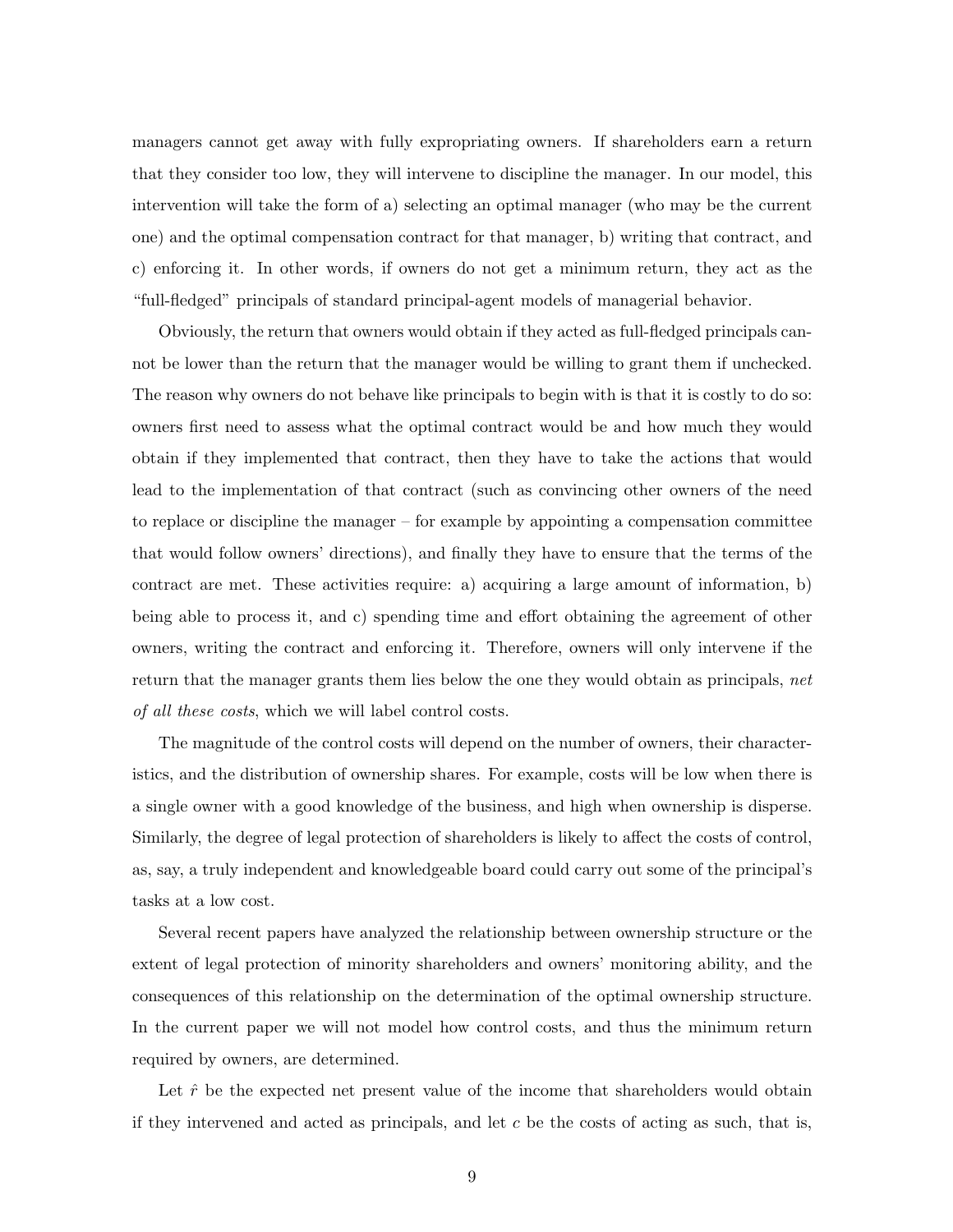managers cannot get away with fully expropriating owners. If shareholders earn a return that they consider too low, they will intervene to discipline the manager. In our model, this intervention will take the form of a) selecting an optimal manager (who may be the current one) and the optimal compensation contract for that manager, b) writing that contract, and c) enforcing it. In other words, if owners do not get a minimum return, they act as the "full-fledged" principals of standard principal-agent models of managerial behavior.

Obviously, the return that owners would obtain if they acted as full-fledged principals cannot be lower than the return that the manager would be willing to grant them if unchecked. The reason why owners do not behave like principals to begin with is that it is costly to do so: owners first need to assess what the optimal contract would be and how much they would obtain if they implemented that contract, then they have to take the actions that would lead to the implementation of that contract (such as convincing other owners of the need to replace or discipline the manager – for example by appointing a compensation committee that would follow owners' directions), and finally they have to ensure that the terms of the contract are met. These activities require: a) acquiring a large amount of information, b) being able to process it, and c) spending time and effort obtaining the agreement of other owners, writing the contract and enforcing it. Therefore, owners will only intervene if the return that the manager grants them lies below the one they would obtain as principals, *net of all these costs*, which we will label control costs.

The magnitude of the control costs will depend on the number of owners, their characteristics, and the distribution of ownership shares. For example, costs will be low when there is a single owner with a good knowledge of the business, and high when ownership is disperse. Similarly, the degree of legal protection of shareholders is likely to affect the costs of control, as, say, a truly independent and knowledgeable board could carry out some of the principal's tasks at a low cost.

Several recent papers have analyzed the relationship between ownership structure or the extent of legal protection of minority shareholders and owners' monitoring ability, and the consequences of this relationship on the determination of the optimal ownership structure. In the current paper we will not model how control costs, and thus the minimum return required by owners, are determined.

Let $\hat{r}$ be the expected net present value of the income that shareholders would obtain if they intervened and acted as principals, and let $c$ be the costs of acting as such, that is,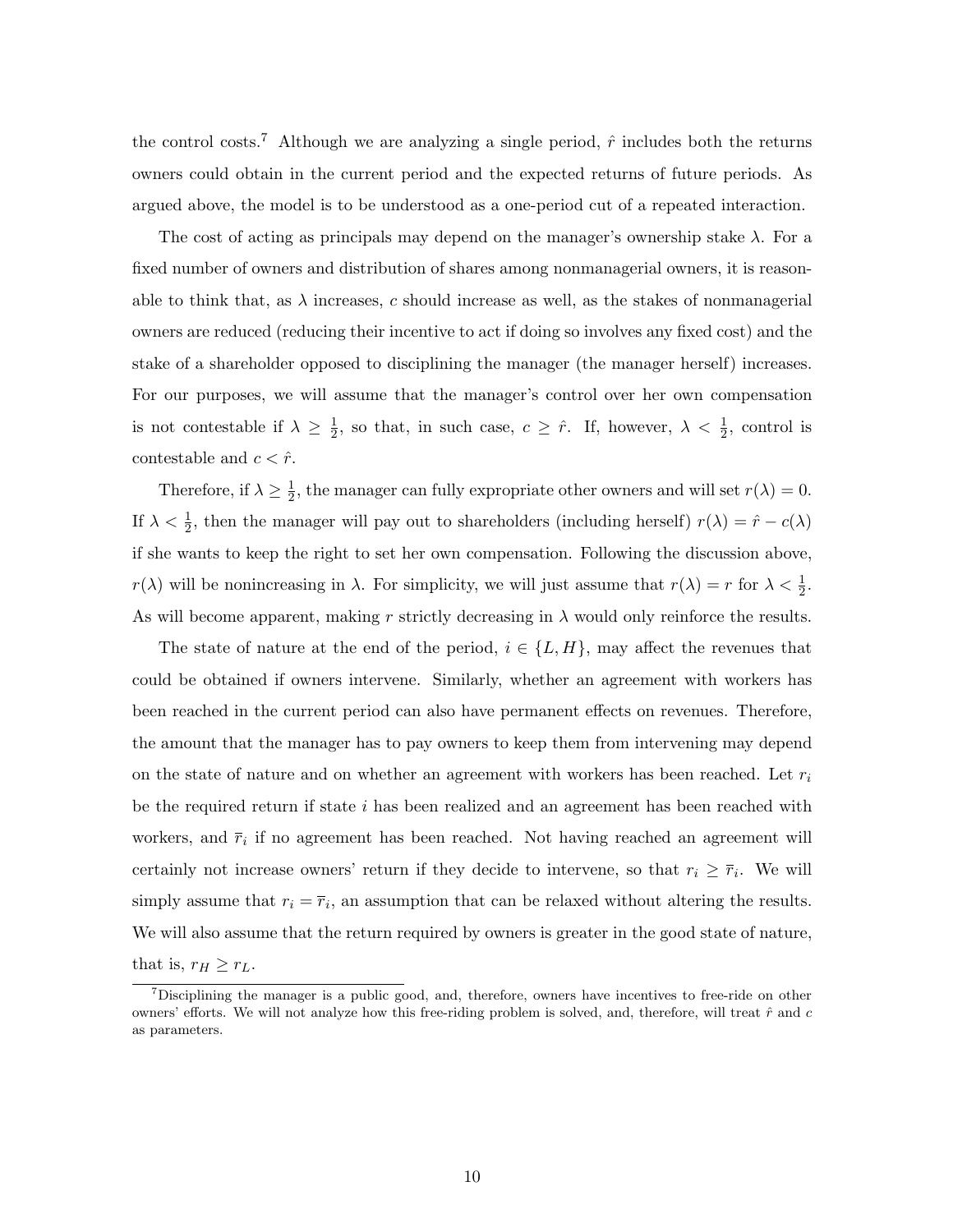the control costs.[7] Although we are analyzing a single period, $\hat{r}$ includes both the returns owners could obtain in the current period and the expected returns of future periods. As argued above, the model is to be understood as a one-period cut of a repeated interaction.

The cost of acting as principals may depend on the manager's ownership stake $\lambda$. For a fixed number of owners and distribution of shares among nonmanagerial owners, it is reasonable to think that, as $\lambda$ increases, $c$ should increase as well, as the stakes of nonmanagerial owners are reduced (reducing their incentive to act if doing so involves any fixed cost) and the stake of a shareholder opposed to disciplining the manager (the manager herself) increases. For our purposes, we will assume that the manager's control over her own compensation is not contestable if $\lambda \geq \frac{1}{2}$, so that, in such case, $c \geq \hat{r}$. If, however, $\lambda < \frac{1}{2}$, control is contestable and $c < \hat{r}$.

Therefore, if $\lambda \geq \frac{1}{2}$, the manager can fully expropriate other owners and will set $r(\lambda) = 0$. If $\lambda < \frac{1}{2}$, then the manager will pay out to shareholders (including herself) $r(\lambda) = \hat{r} - c(\lambda)$ if she wants to keep the right to set her own compensation. Following the discussion above, $r(\lambda)$ will be nonincreasing in $\lambda$. For simplicity, we will just assume that $r(\lambda) = r$ for $\lambda < \frac{1}{2}$. As will become apparent, making $r$ strictly decreasing in $\lambda$ would only reinforce the results.

The state of nature at the end of the period, $i \in \{L, H\}$, may affect the revenues that could be obtained if owners intervene. Similarly, whether an agreement with workers has been reached in the current period can also have permanent effects on revenues. Therefore, the amount that the manager has to pay owners to keep them from intervening may depend on the state of nature and on whether an agreement with workers has been reached. Let $r_i$ be the required return if state $i$ has been realized and an agreement has been reached with workers, and $\overline{r}_i$ if no agreement has been reached. Not having reached an agreement will certainly not increase owners' return if they decide to intervene, so that $r_i \geq \overline{r}_i$. We will simply assume that $r_i = \overline{r}_i$, an assumption that can be relaxed without altering the results. We will also assume that the return required by owners is greater in the good state of nature, that is, $r_H \geq r_L$.

[7] Disciplining the manager is a public good, and, therefore, owners have incentives to free-ride on other owners' efforts. We will not analyze how this free-riding problem is solved, and, therefore, will treat $\hat{r}$ and $c$ as parameters.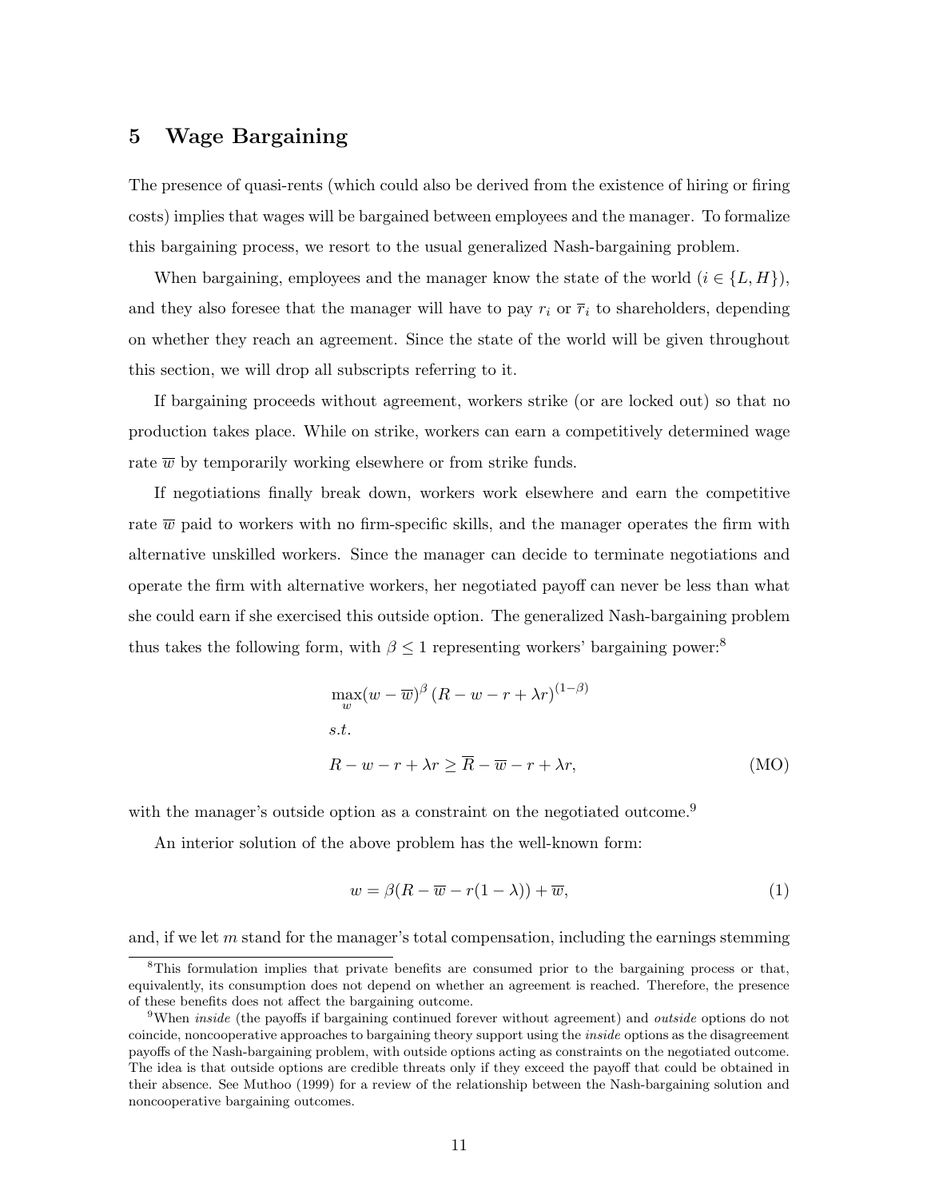## 5 Wage Bargaining

The presence of quasi-rents (which could also be derived from the existence of hiring or firing costs) implies that wages will be bargained between employees and the manager. To formalize this bargaining process, we resort to the usual generalized Nash-bargaining problem.

When bargaining, employees and the manager know the state of the world ($i \in \{L, H\}$), and they also foresee that the manager will have to pay $r_i$ or $\overline{r}_i$ to shareholders, depending on whether they reach an agreement. Since the state of the world will be given throughout this section, we will drop all subscripts referring to it.

If bargaining proceeds without agreement, workers strike (or are locked out) so that no production takes place. While on strike, workers can earn a competitively determined wage rate $\overline{w}$ by temporarily working elsewhere or from strike funds.

If negotiations finally break down, workers work elsewhere and earn the competitive rate $\overline{w}$ paid to workers with no firm-specific skills, and the manager operates the firm with alternative unskilled workers. Since the manager can decide to terminate negotiations and operate the firm with alternative workers, her negotiated payoff can never be less than what she could earn if she exercised this outside option. The generalized Nash-bargaining problem thus takes the following form, with $\beta \leq 1$ representing workers' bargaining power:[8]

$$
\begin{aligned}
&\max_{w} (w - \overline{w})^{\beta} \left(R - w - r + \lambda r\right)^{(1-\beta)} \\
&s.t. \\
&R - w - r + \lambda r \geq \overline{R} - \overline{w} - r + \lambda r, \qquad \text{(MO)}
\end{aligned}
$$

with the manager's outside option as a constraint on the negotiated outcome.[9]

An interior solution of the above problem has the well-known form:

$$
w = \beta(R - \overline{w} - r(1 - \lambda)) + \overline{w}, \tag{1}
$$

and, if we let $m$ stand for the manager's total compensation, including the earnings stemming

---

[8] This formulation implies that private benefits are consumed prior to the bargaining process or that, equivalently, its consumption does not depend on whether an agreement is reached. Therefore, the presence of these benefits does not affect the bargaining outcome.

[9] When *inside* (the payoffs if bargaining continued forever without agreement) and *outside* options do not coincide, noncooperative approaches to bargaining theory support using the *inside* options as the disagreement payoffs of the Nash-bargaining problem, with outside options acting as constraints on the negotiated outcome. The idea is that outside options are credible threats only if they exceed the payoff that could be obtained in their absence. See Muthoo (1999) for a review of the relationship between the Nash-bargaining solution and noncooperative bargaining outcomes.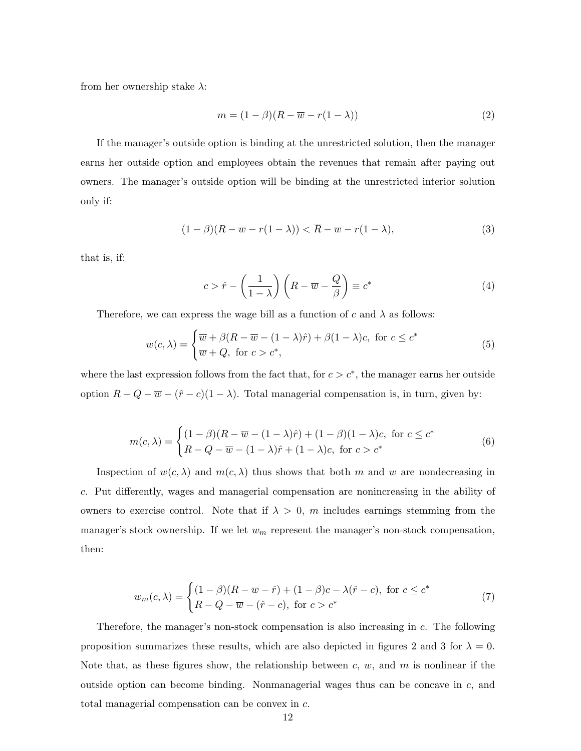from her ownership stake $\lambda$:

$$m = (1-\beta)(R - \overline{w} - r(1-\lambda)) \tag{2}$$

If the manager's outside option is binding at the unrestricted solution, then the manager earns her outside option and employees obtain the revenues that remain after paying out owners. The manager's outside option will be binding at the unrestricted interior solution only if:

$$(1-\beta)(R - \overline{w} - r(1-\lambda)) < \overline{R} - \overline{w} - r(1-\lambda), \tag{3}$$

that is, if:

$$c > \hat{r} - \left(\frac{1}{1-\lambda}\right)\left(R - \overline{w} - \frac{Q}{\beta}\right) \equiv c^* \tag{4}$$

Therefore, we can express the wage bill as a function of $c$ and $\lambda$ as follows:

$$w(c,\lambda) = \begin{cases} \overline{w} + \beta(R - \overline{w} - (1-\lambda)\hat{r}) + \beta(1-\lambda)c, \text{ for } c \leq c^* \\ \overline{w} + Q, \text{ for } c > c^*, \end{cases} \tag{5}$$

where the last expression follows from the fact that, for $c > c^*$, the manager earns her outside option $R - Q - \overline{w} - (\hat{r} - c)(1-\lambda)$. Total managerial compensation is, in turn, given by:

$$m(c,\lambda) = \begin{cases} (1-\beta)(R - \overline{w} - (1-\lambda)\hat{r}) + (1-\beta)(1-\lambda)c, \text{ for } c \leq c^* \\ R - Q - \overline{w} - (1-\lambda)\hat{r} + (1-\lambda)c, \text{ for } c > c^* \end{cases} \tag{6}$$

Inspection of $w(c,\lambda)$ and $m(c,\lambda)$ thus shows that both $m$ and $w$ are nondecreasing in $c$. Put differently, wages and managerial compensation are nonincreasing in the ability of owners to exercise control. Note that if $\lambda > 0$, $m$ includes earnings stemming from the manager's stock ownership. If we let $w_m$ represent the manager's non-stock compensation, then:

$$w_m(c,\lambda) = \begin{cases} (1-\beta)(R - \overline{w} - \hat{r}) + (1-\beta)c - \lambda(\hat{r} - c), \text{ for } c \leq c^* \\ R - Q - \overline{w} - (\hat{r} - c), \text{ for } c > c^* \end{cases} \tag{7}$$

Therefore, the manager's non-stock compensation is also increasing in $c$. The following proposition summarizes these results, which are also depicted in figures 2 and 3 for $\lambda = 0$. Note that, as these figures show, the relationship between $c$, $w$, and $m$ is nonlinear if the outside option can become binding. Nonmanagerial wages thus can be concave in $c$, and total managerial compensation can be convex in $c$.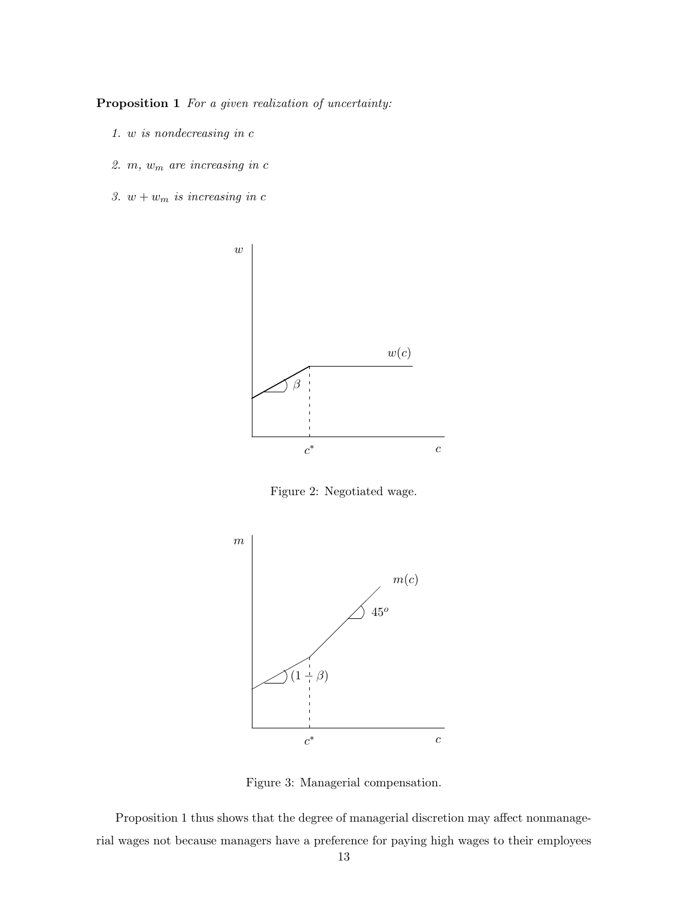**Proposition 1** *For a given realization of uncertainty:*

1. *$w$ is nondecreasing in $c$*
2. *$m$, $w_m$ are increasing in $c$*
3. *$w + w_m$ is increasing in $c$*

Figure 2: Negotiated wage.

Figure 3: Managerial compensation.

Proposition 1 thus shows that the degree of managerial discretion may affect nonmanagerial wages not because managers have a preference for paying high wages to their employees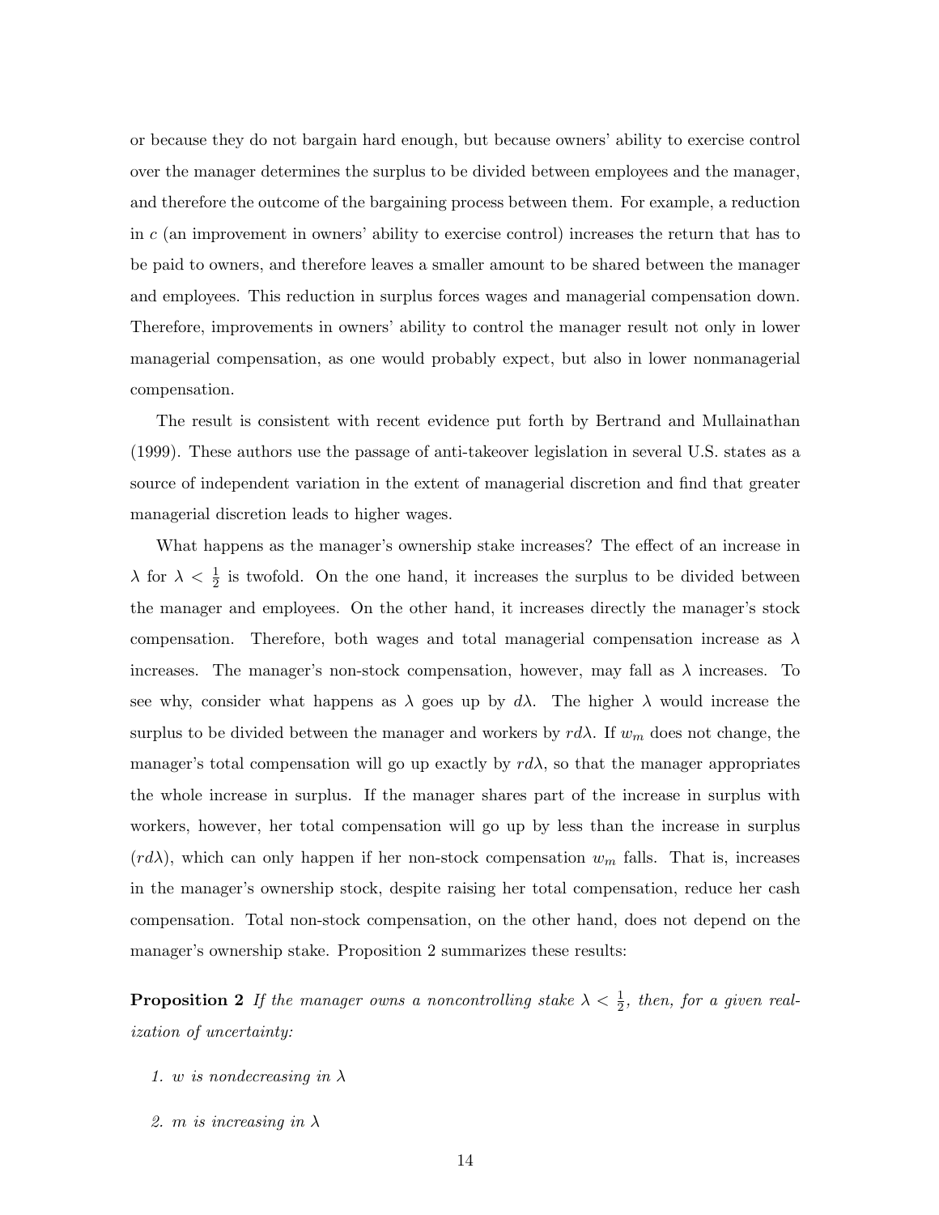or because they do not bargain hard enough, but because owners' ability to exercise control over the manager determines the surplus to be divided between employees and the manager, and therefore the outcome of the bargaining process between them. For example, a reduction in $c$ (an improvement in owners' ability to exercise control) increases the return that has to be paid to owners, and therefore leaves a smaller amount to be shared between the manager and employees. This reduction in surplus forces wages and managerial compensation down. Therefore, improvements in owners' ability to control the manager result not only in lower managerial compensation, as one would probably expect, but also in lower nonmanagerial compensation.

The result is consistent with recent evidence put forth by Bertrand and Mullainathan (1999). These authors use the passage of anti-takeover legislation in several U.S. states as a source of independent variation in the extent of managerial discretion and find that greater managerial discretion leads to higher wages.

What happens as the manager's ownership stake increases? The effect of an increase in $\lambda$ for $\lambda < \frac{1}{2}$ is twofold. On the one hand, it increases the surplus to be divided between the manager and employees. On the other hand, it increases directly the manager's stock compensation. Therefore, both wages and total managerial compensation increase as $\lambda$ increases. The manager's non-stock compensation, however, may fall as $\lambda$ increases. To see why, consider what happens as $\lambda$ goes up by $d\lambda$. The higher $\lambda$ would increase the surplus to be divided between the manager and workers by $rd\lambda$. If $w_m$ does not change, the manager's total compensation will go up exactly by $rd\lambda$, so that the manager appropriates the whole increase in surplus. If the manager shares part of the increase in surplus with workers, however, her total compensation will go up by less than the increase in surplus ($rd\lambda$), which can only happen if her non-stock compensation $w_m$ falls. That is, increases in the manager's ownership stock, despite raising her total compensation, reduce her cash compensation. Total non-stock compensation, on the other hand, does not depend on the manager's ownership stake. Proposition 2 summarizes these results:

**Proposition 2** *If the manager owns a noncontrolling stake $\lambda < \frac{1}{2}$, then, for a given realization of uncertainty:*

1. *$w$ is nondecreasing in $\lambda$*

2. *$m$ is increasing in $\lambda$*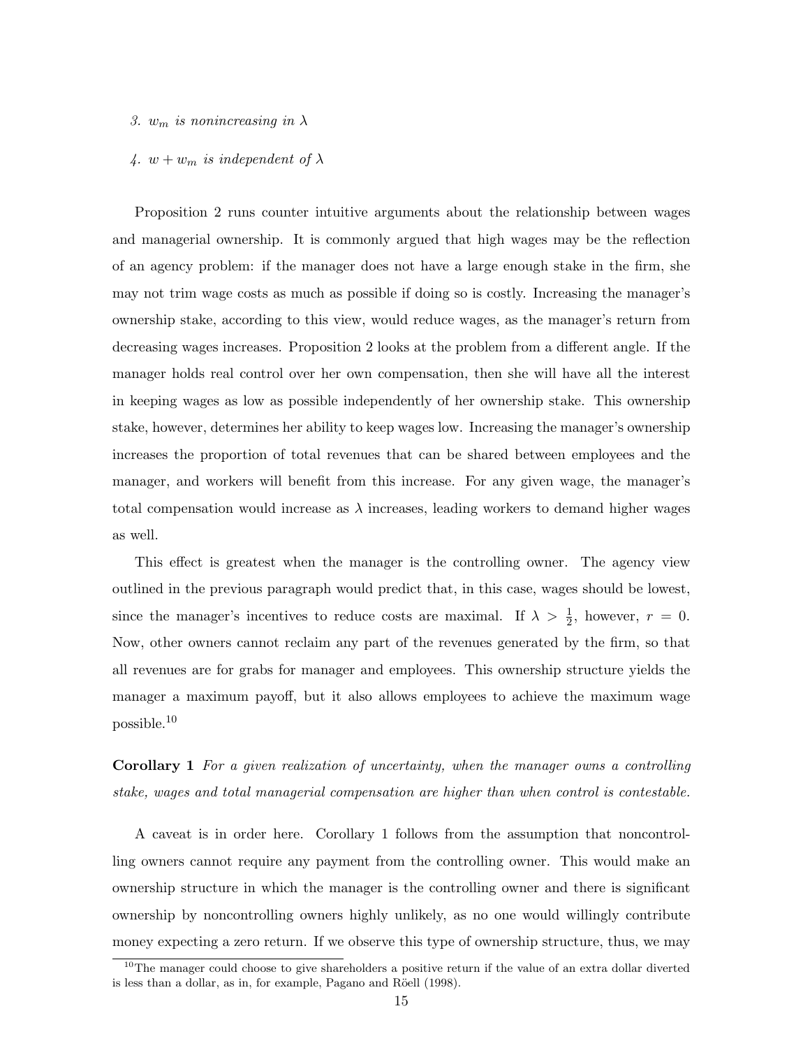*3. $w_m$ is nonincreasing in $\lambda$*

*4. $w + w_m$ is independent of $\lambda$*

Proposition 2 runs counter intuitive arguments about the relationship between wages and managerial ownership. It is commonly argued that high wages may be the reflection of an agency problem: if the manager does not have a large enough stake in the firm, she may not trim wage costs as much as possible if doing so is costly. Increasing the manager's ownership stake, according to this view, would reduce wages, as the manager's return from decreasing wages increases. Proposition 2 looks at the problem from a different angle. If the manager holds real control over her own compensation, then she will have all the interest in keeping wages as low as possible independently of her ownership stake. This ownership stake, however, determines her ability to keep wages low. Increasing the manager's ownership increases the proportion of total revenues that can be shared between employees and the manager, and workers will benefit from this increase. For any given wage, the manager's total compensation would increase as $\lambda$ increases, leading workers to demand higher wages as well.

This effect is greatest when the manager is the controlling owner. The agency view outlined in the previous paragraph would predict that, in this case, wages should be lowest, since the manager's incentives to reduce costs are maximal. If $\lambda > \frac{1}{2}$, however, $r = 0$. Now, other owners cannot reclaim any part of the revenues generated by the firm, so that all revenues are for grabs for manager and employees. This ownership structure yields the manager a maximum payoff, but it also allows employees to achieve the maximum wage possible.[10]

**Corollary 1** *For a given realization of uncertainty, when the manager owns a controlling stake, wages and total managerial compensation are higher than when control is contestable.*

A caveat is in order here. Corollary 1 follows from the assumption that noncontrolling owners cannot require any payment from the controlling owner. This would make an ownership structure in which the manager is the controlling owner and there is significant ownership by noncontrolling owners highly unlikely, as no one would willingly contribute money expecting a zero return. If we observe this type of ownership structure, thus, we may

[10] The manager could choose to give shareholders a positive return if the value of an extra dollar diverted is less than a dollar, as in, for example, Pagano and Röell (1998).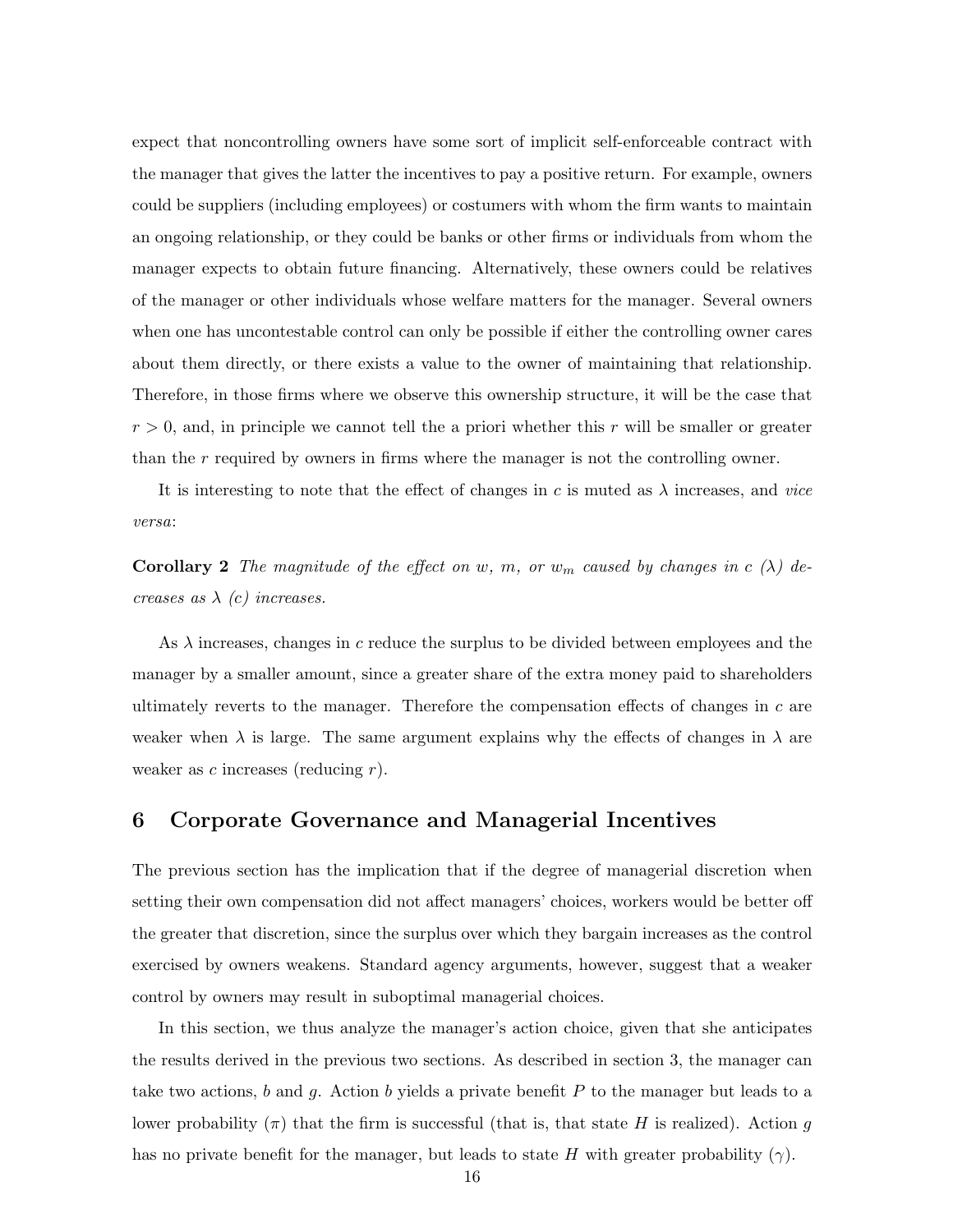expect that noncontrolling owners have some sort of implicit self-enforceable contract with the manager that gives the latter the incentives to pay a positive return. For example, owners could be suppliers (including employees) or costumers with whom the firm wants to maintain an ongoing relationship, or they could be banks or other firms or individuals from whom the manager expects to obtain future financing. Alternatively, these owners could be relatives of the manager or other individuals whose welfare matters for the manager. Several owners when one has uncontestable control can only be possible if either the controlling owner cares about them directly, or there exists a value to the owner of maintaining that relationship. Therefore, in those firms where we observe this ownership structure, it will be the case that $r > 0$, and, in principle we cannot tell the a priori whether this $r$ will be smaller or greater than the $r$ required by owners in firms where the manager is not the controlling owner.

It is interesting to note that the effect of changes in $c$ is muted as $\lambda$ increases, and *vice versa*:

**Corollary 2** *The magnitude of the effect on $w$, $m$, or $w_m$ caused by changes in $c$ ($\lambda$) decreases as $\lambda$ ($c$) increases.*

As $\lambda$ increases, changes in $c$ reduce the surplus to be divided between employees and the manager by a smaller amount, since a greater share of the extra money paid to shareholders ultimately reverts to the manager. Therefore the compensation effects of changes in $c$ are weaker when $\lambda$ is large. The same argument explains why the effects of changes in $\lambda$ are weaker as $c$ increases (reducing $r$).

## 6 Corporate Governance and Managerial Incentives

The previous section has the implication that if the degree of managerial discretion when setting their own compensation did not affect managers' choices, workers would be better off the greater that discretion, since the surplus over which they bargain increases as the control exercised by owners weakens. Standard agency arguments, however, suggest that a weaker control by owners may result in suboptimal managerial choices.

In this section, we thus analyze the manager's action choice, given that she anticipates the results derived in the previous two sections. As described in section 3, the manager can take two actions, $b$ and $g$. Action $b$ yields a private benefit $P$ to the manager but leads to a lower probability ($\pi$) that the firm is successful (that is, that state $H$ is realized). Action $g$ has no private benefit for the manager, but leads to state $H$ with greater probability ($\gamma$).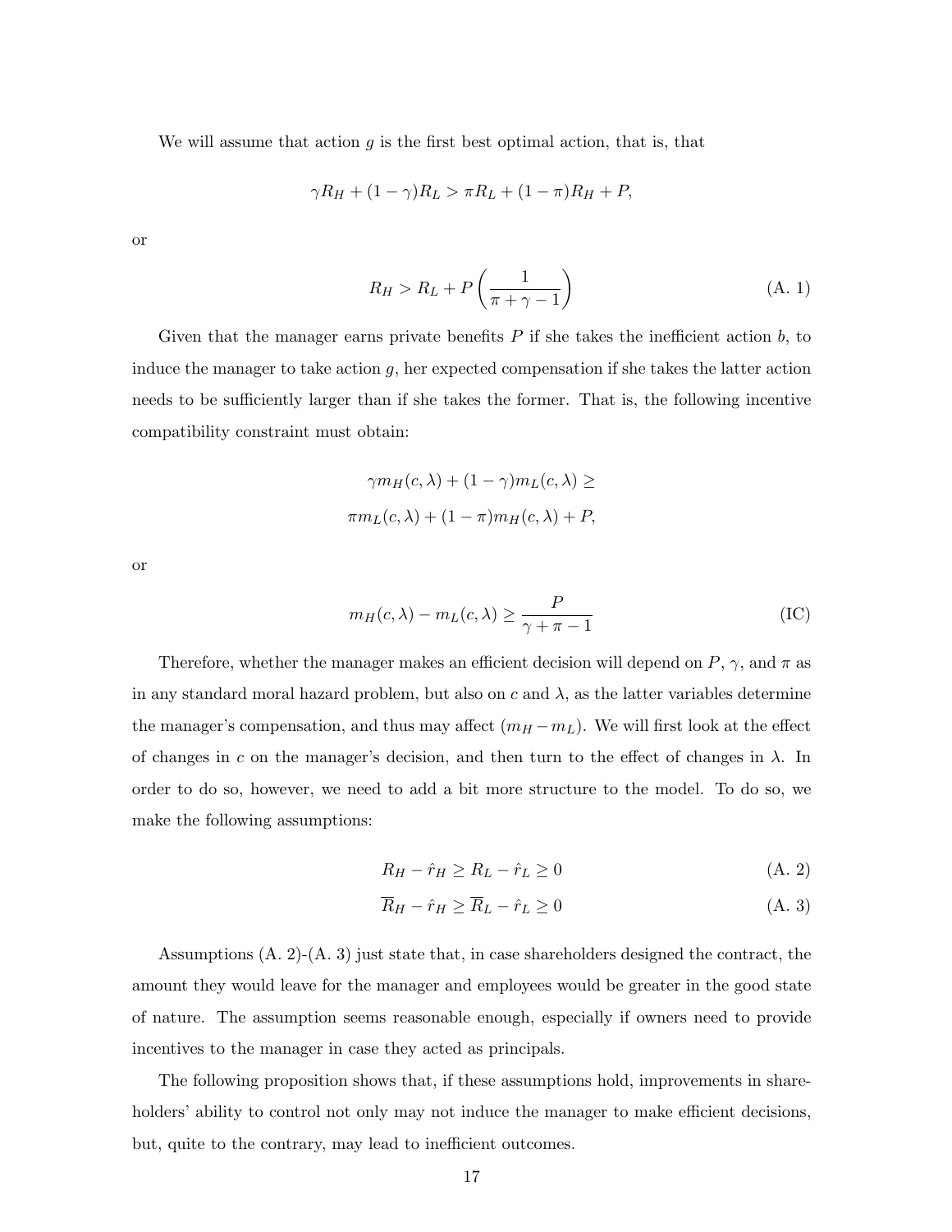We will assume that action $g$ is the first best optimal action, that is, that

$$\gamma R_H + (1-\gamma)R_L > \pi R_L + (1-\pi)R_H + P,$$

or

$$R_H > R_L + P\left(\frac{1}{\pi+\gamma-1}\right) \tag{A. 1}$$

Given that the manager earns private benefits $P$ if she takes the inefficient action $b$, to induce the manager to take action $g$, her expected compensation if she takes the latter action needs to be sufficiently larger than if she takes the former. That is, the following incentive compatibility constraint must obtain:

$$\gamma m_H(c,\lambda) + (1-\gamma)m_L(c,\lambda) \geq$$

$$\pi m_L(c,\lambda) + (1-\pi)m_H(c,\lambda) + P,$$

or

$$m_H(c,\lambda) - m_L(c,\lambda) \geq \frac{P}{\gamma+\pi-1} \tag{IC}$$

Therefore, whether the manager makes an efficient decision will depend on $P$, $\gamma$, and $\pi$ as in any standard moral hazard problem, but also on $c$ and $\lambda$, as the latter variables determine the manager's compensation, and thus may affect $(m_H - m_L)$. We will first look at the effect of changes in $c$ on the manager's decision, and then turn to the effect of changes in $\lambda$. In order to do so, however, we need to add a bit more structure to the model. To do so, we make the following assumptions:

$$R_H - \hat{r}_H \geq R_L - \hat{r}_L \geq 0 \tag{A. 2}$$

$$\overline{R}_H - \hat{r}_H \geq \overline{R}_L - \hat{r}_L \geq 0 \tag{A. 3}$$

Assumptions (A. 2)-(A. 3) just state that, in case shareholders designed the contract, the amount they would leave for the manager and employees would be greater in the good state of nature. The assumption seems reasonable enough, especially if owners need to provide incentives to the manager in case they acted as principals.

The following proposition shows that, if these assumptions hold, improvements in shareholders' ability to control not only may not induce the manager to make efficient decisions, but, quite to the contrary, may lead to inefficient outcomes.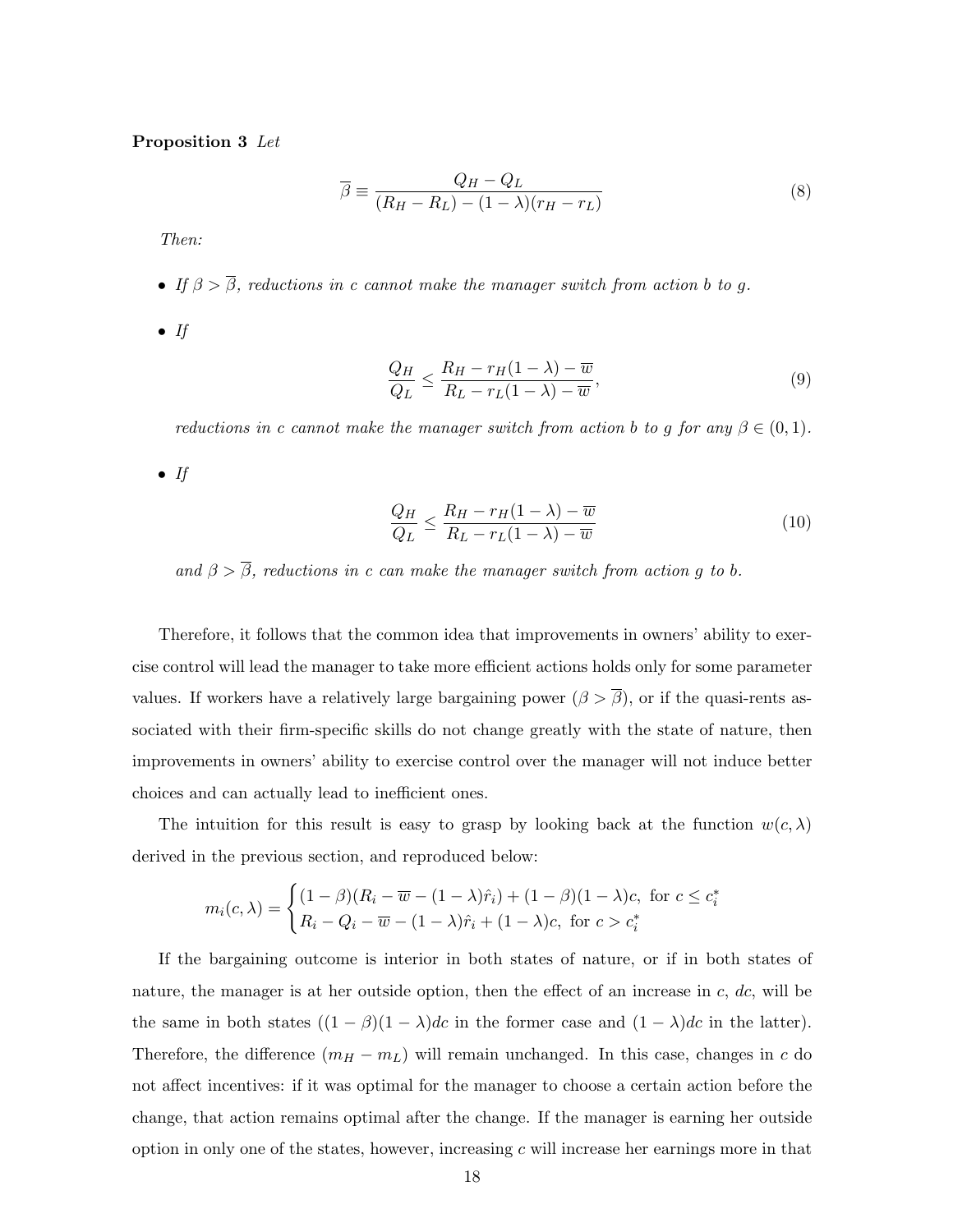**Proposition 3** *Let*

$$\overline{\beta} \equiv \frac{Q_H - Q_L}{(R_H - R_L) - (1-\lambda)(r_H - r_L)} \tag{8}$$

*Then:*

- *If $\beta > \overline{\beta}$, reductions in $c$ cannot make the manager switch from action $b$ to $g$.*

- *If*

$$\frac{Q_H}{Q_L} \leq \frac{R_H - r_H(1-\lambda) - \overline{w}}{R_L - r_L(1-\lambda) - \overline{w}}, \tag{9}$$

  *reductions in $c$ cannot make the manager switch from action $b$ to $g$ for any $\beta \in (0,1)$.*

- *If*

$$\frac{Q_H}{Q_L} \leq \frac{R_H - r_H(1-\lambda) - \overline{w}}{R_L - r_L(1-\lambda) - \overline{w}} \tag{10}$$

  *and $\beta > \overline{\beta}$, reductions in $c$ can make the manager switch from action $g$ to $b$.*

Therefore, it follows that the common idea that improvements in owners' ability to exercise control will lead the manager to take more efficient actions holds only for some parameter values. If workers have a relatively large bargaining power ($\beta > \overline{\beta}$), or if the quasi-rents associated with their firm-specific skills do not change greatly with the state of nature, then improvements in owners' ability to exercise control over the manager will not induce better choices and can actually lead to inefficient ones.

The intuition for this result is easy to grasp by looking back at the function $w(c, \lambda)$ derived in the previous section, and reproduced below:

$$m_i(c,\lambda) = \begin{cases} (1-\beta)(R_i - \overline{w} - (1-\lambda)\hat{r}_i) + (1-\beta)(1-\lambda)c, \text{ for } c \leq c_i^* \\ R_i - Q_i - \overline{w} - (1-\lambda)\hat{r}_i + (1-\lambda)c, \text{ for } c > c_i^* \end{cases}$$

If the bargaining outcome is interior in both states of nature, or if in both states of nature, the manager is at her outside option, then the effect of an increase in $c$, $dc$, will be the same in both states ($(1-\beta)(1-\lambda)dc$ in the former case and $(1-\lambda)dc$ in the latter). Therefore, the difference $(m_H - m_L)$ will remain unchanged. In this case, changes in $c$ do not affect incentives: if it was optimal for the manager to choose a certain action before the change, that action remains optimal after the change. If the manager is earning her outside option in only one of the states, however, increasing $c$ will increase her earnings more in that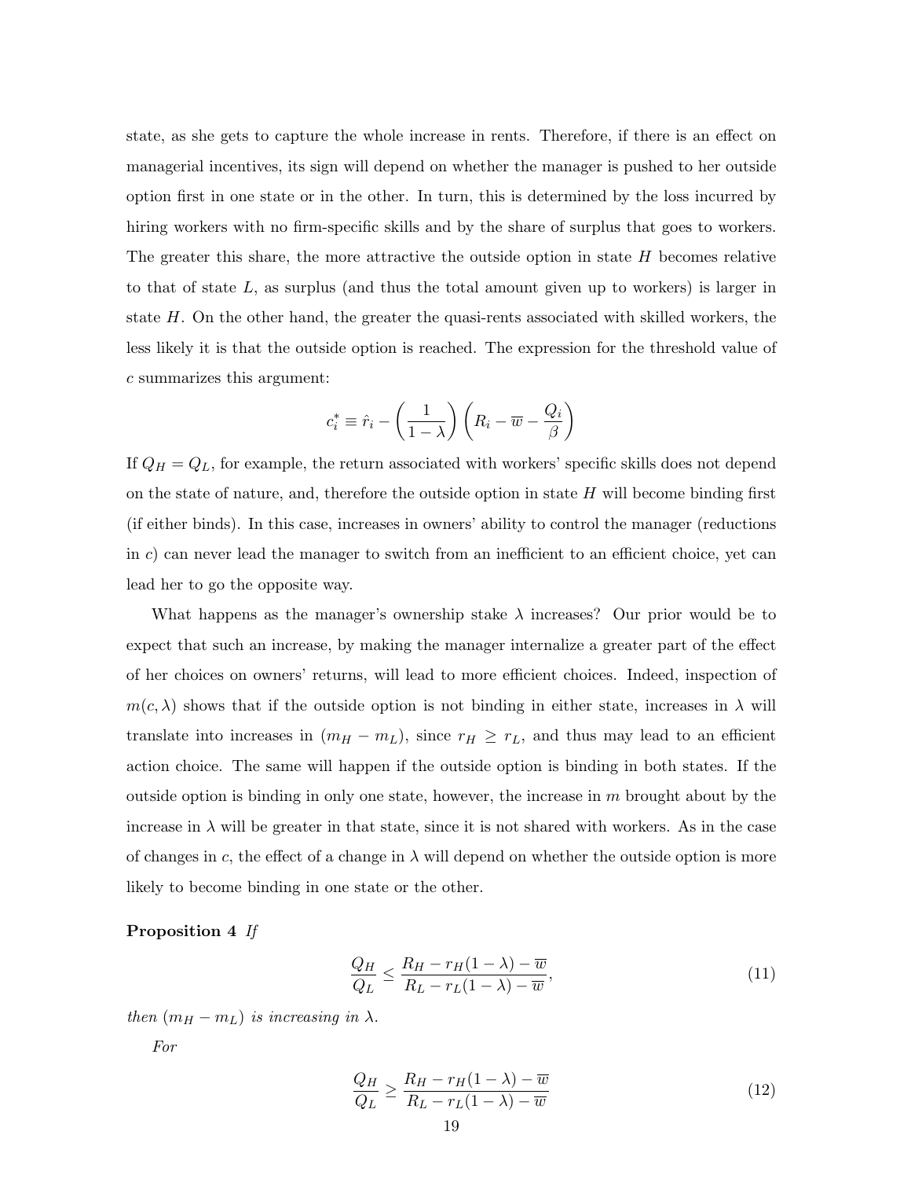state, as she gets to capture the whole increase in rents. Therefore, if there is an effect on managerial incentives, its sign will depend on whether the manager is pushed to her outside option first in one state or in the other. In turn, this is determined by the loss incurred by hiring workers with no firm-specific skills and by the share of surplus that goes to workers. The greater this share, the more attractive the outside option in state $H$ becomes relative to that of state $L$, as surplus (and thus the total amount given up to workers) is larger in state $H$. On the other hand, the greater the quasi-rents associated with skilled workers, the less likely it is that the outside option is reached. The expression for the threshold value of $c$ summarizes this argument:

$$c_i^* \equiv \hat{r}_i - \left(\frac{1}{1-\lambda}\right)\left(R_i - \overline{w} - \frac{Q_i}{\beta}\right)$$

If $Q_H = Q_L$, for example, the return associated with workers' specific skills does not depend on the state of nature, and, therefore the outside option in state $H$ will become binding first (if either binds). In this case, increases in owners' ability to control the manager (reductions in $c$) can never lead the manager to switch from an inefficient to an efficient choice, yet can lead her to go the opposite way.

What happens as the manager's ownership stake $\lambda$ increases? Our prior would be to expect that such an increase, by making the manager internalize a greater part of the effect of her choices on owners' returns, will lead to more efficient choices. Indeed, inspection of $m(c, \lambda)$ shows that if the outside option is not binding in either state, increases in $\lambda$ will translate into increases in $(m_H - m_L)$, since $r_H \geq r_L$, and thus may lead to an efficient action choice. The same will happen if the outside option is binding in both states. If the outside option is binding in only one state, however, the increase in $m$ brought about by the increase in $\lambda$ will be greater in that state, since it is not shared with workers. As in the case of changes in $c$, the effect of a change in $\lambda$ will depend on whether the outside option is more likely to become binding in one state or the other.

**Proposition 4** *If*

$$\frac{Q_H}{Q_L} \leq \frac{R_H - r_H(1-\lambda) - \overline{w}}{R_L - r_L(1-\lambda) - \overline{w}}, \tag{11}$$

*then $(m_H - m_L)$ is increasing in $\lambda$.*

*For*

$$\frac{Q_H}{Q_L} \geq \frac{R_H - r_H(1-\lambda) - \overline{w}}{R_L - r_L(1-\lambda) - \overline{w}} \tag{12}$$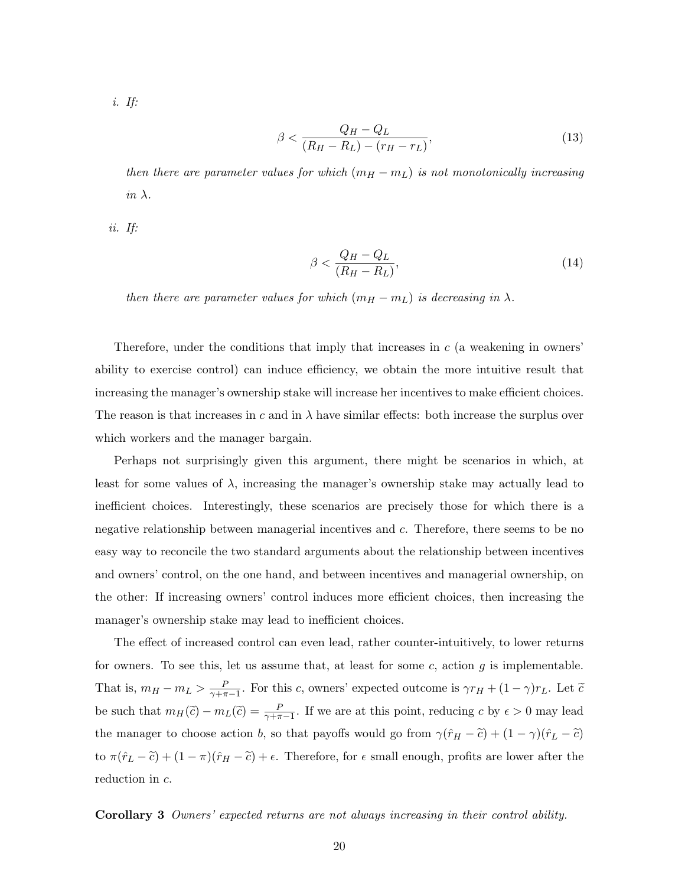*i. If:*

$$\beta < \frac{Q_H - Q_L}{(R_H - R_L) - (r_H - r_L)}, \tag{13}$$

*then there are parameter values for which $(m_H - m_L)$ is not monotonically increasing in $\lambda$.*

*ii. If:*

$$\beta < \frac{Q_H - Q_L}{(R_H - R_L)}, \tag{14}$$

*then there are parameter values for which $(m_H - m_L)$ is decreasing in $\lambda$.*

Therefore, under the conditions that imply that increases in $c$ (a weakening in owners' ability to exercise control) can induce efficiency, we obtain the more intuitive result that increasing the manager's ownership stake will increase her incentives to make efficient choices. The reason is that increases in $c$ and in $\lambda$ have similar effects: both increase the surplus over which workers and the manager bargain.

Perhaps not surprisingly given this argument, there might be scenarios in which, at least for some values of $\lambda$, increasing the manager's ownership stake may actually lead to inefficient choices. Interestingly, these scenarios are precisely those for which there is a negative relationship between managerial incentives and $c$. Therefore, there seems to be no easy way to reconcile the two standard arguments about the relationship between incentives and owners' control, on the one hand, and between incentives and managerial ownership, on the other: If increasing owners' control induces more efficient choices, then increasing the manager's ownership stake may lead to inefficient choices.

The effect of increased control can even lead, rather counter-intuitively, to lower returns for owners. To see this, let us assume that, at least for some $c$, action $g$ is implementable. That is, $m_H - m_L > \frac{P}{\gamma+\pi-1}$. For this $c$, owners' expected outcome is $\gamma r_H + (1-\gamma) r_L$. Let $\widetilde{c}$ be such that $m_H(\widetilde{c}) - m_L(\widetilde{c}) = \frac{P}{\gamma+\pi-1}$. If we are at this point, reducing $c$ by $\epsilon > 0$ may lead the manager to choose action $b$, so that payoffs would go from $\gamma(\hat{r}_H - \widetilde{c}) + (1-\gamma)(\hat{r}_L - \widetilde{c})$ to $\pi(\hat{r}_L - \widetilde{c}) + (1-\pi)(\hat{r}_H - \widetilde{c}) + \epsilon$. Therefore, for $\epsilon$ small enough, profits are lower after the reduction in $c$.

**Corollary 3** *Owners' expected returns are not always increasing in their control ability.*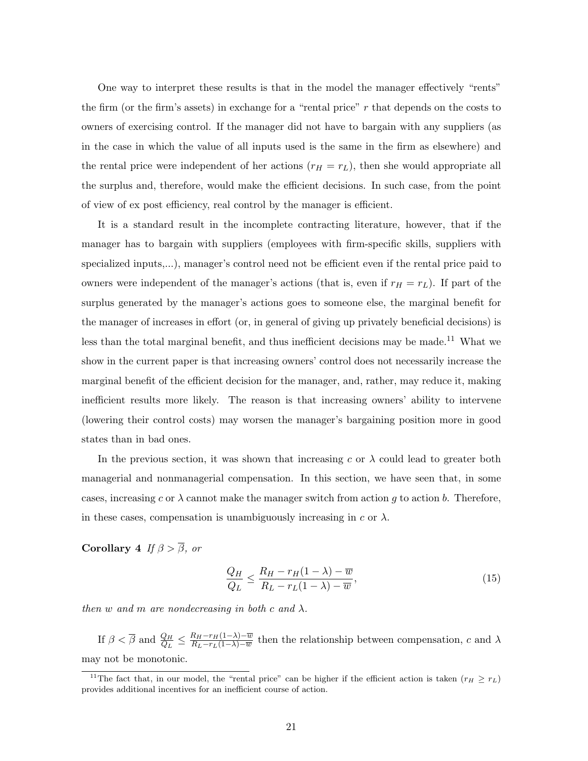One way to interpret these results is that in the model the manager effectively "rents" the firm (or the firm's assets) in exchange for a "rental price" $r$ that depends on the costs to owners of exercising control. If the manager did not have to bargain with any suppliers (as in the case in which the value of all inputs used is the same in the firm as elsewhere) and the rental price were independent of her actions ($r_H = r_L$), then she would appropriate all the surplus and, therefore, would make the efficient decisions. In such case, from the point of view of ex post efficiency, real control by the manager is efficient.

It is a standard result in the incomplete contracting literature, however, that if the manager has to bargain with suppliers (employees with firm-specific skills, suppliers with specialized inputs,...), manager's control need not be efficient even if the rental price paid to owners were independent of the manager's actions (that is, even if $r_H = r_L$). If part of the surplus generated by the manager's actions goes to someone else, the marginal benefit for the manager of increases in effort (or, in general of giving up privately beneficial decisions) is less than the total marginal benefit, and thus inefficient decisions may be made.[11] What we show in the current paper is that increasing owners' control does not necessarily increase the marginal benefit of the efficient decision for the manager, and, rather, may reduce it, making inefficient results more likely. The reason is that increasing owners' ability to intervene (lowering their control costs) may worsen the manager's bargaining position more in good states than in bad ones.

In the previous section, it was shown that increasing $c$ or $\lambda$ could lead to greater both managerial and nonmanagerial compensation. In this section, we have seen that, in some cases, increasing $c$ or $\lambda$ cannot make the manager switch from action $g$ to action $b$. Therefore, in these cases, compensation is unambiguously increasing in $c$ or $\lambda$.

**Corollary 4** *If $\beta > \overline{\beta}$, or*

$$\frac{Q_H}{Q_L} \leq \frac{R_H - r_H(1-\lambda) - \overline{w}}{R_L - r_L(1-\lambda) - \overline{w}}, \tag{15}$$

*then $w$ and $m$ are nondecreasing in both $c$ and $\lambda$.*

If $\beta < \overline{\beta}$ and $\frac{Q_H}{Q_L} \leq \frac{R_H - r_H(1-\lambda) - \overline{w}}{R_L - r_L(1-\lambda) - \overline{w}}$ then the relationship between compensation, $c$ and $\lambda$ may not be monotonic.

[11] The fact that, in our model, the "rental price" can be higher if the efficient action is taken ($r_H \geq r_L$) provides additional incentives for an inefficient course of action.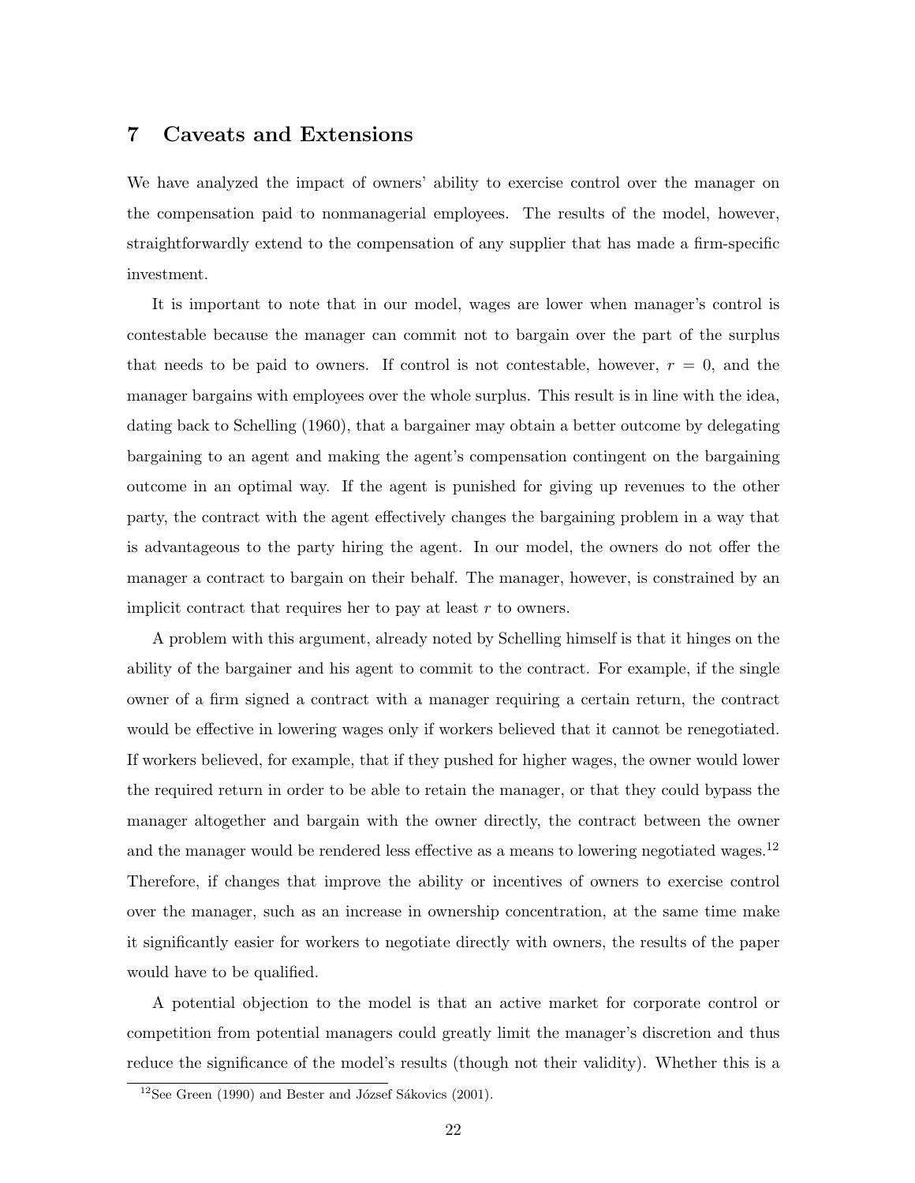## 7 Caveats and Extensions

We have analyzed the impact of owners' ability to exercise control over the manager on the compensation paid to nonmanagerial employees. The results of the model, however, straightforwardly extend to the compensation of any supplier that has made a firm-specific investment.

It is important to note that in our model, wages are lower when manager's control is contestable because the manager can commit not to bargain over the part of the surplus that needs to be paid to owners. If control is not contestable, however, $r = 0$, and the manager bargains with employees over the whole surplus. This result is in line with the idea, dating back to Schelling (1960), that a bargainer may obtain a better outcome by delegating bargaining to an agent and making the agent's compensation contingent on the bargaining outcome in an optimal way. If the agent is punished for giving up revenues to the other party, the contract with the agent effectively changes the bargaining problem in a way that is advantageous to the party hiring the agent. In our model, the owners do not offer the manager a contract to bargain on their behalf. The manager, however, is constrained by an implicit contract that requires her to pay at least $r$ to owners.

A problem with this argument, already noted by Schelling himself is that it hinges on the ability of the bargainer and his agent to commit to the contract. For example, if the single owner of a firm signed a contract with a manager requiring a certain return, the contract would be effective in lowering wages only if workers believed that it cannot be renegotiated. If workers believed, for example, that if they pushed for higher wages, the owner would lower the required return in order to be able to retain the manager, or that they could bypass the manager altogether and bargain with the owner directly, the contract between the owner and the manager would be rendered less effective as a means to lowering negotiated wages.[12] Therefore, if changes that improve the ability or incentives of owners to exercise control over the manager, such as an increase in ownership concentration, at the same time make it significantly easier for workers to negotiate directly with owners, the results of the paper would have to be qualified.

A potential objection to the model is that an active market for corporate control or competition from potential managers could greatly limit the manager's discretion and thus reduce the significance of the model's results (though not their validity). Whether this is a

[12] See Green (1990) and Bester and József Sákovics (2001).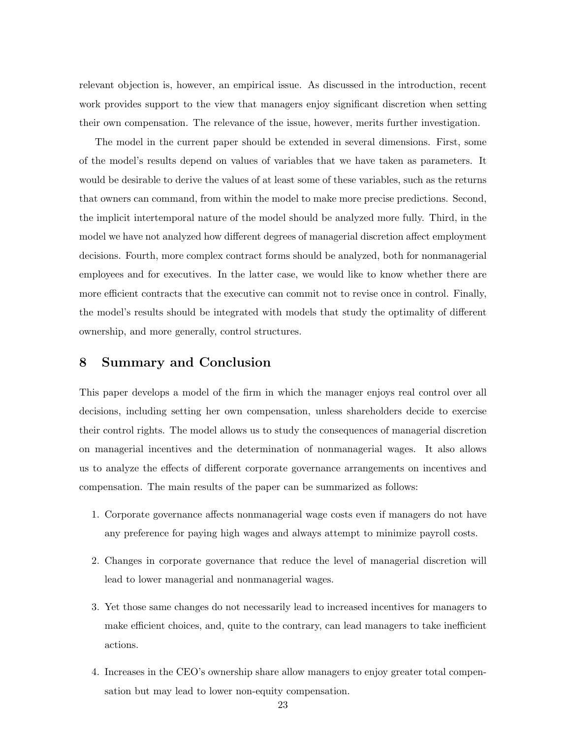relevant objection is, however, an empirical issue. As discussed in the introduction, recent work provides support to the view that managers enjoy significant discretion when setting their own compensation. The relevance of the issue, however, merits further investigation.

The model in the current paper should be extended in several dimensions. First, some of the model's results depend on values of variables that we have taken as parameters. It would be desirable to derive the values of at least some of these variables, such as the returns that owners can command, from within the model to make more precise predictions. Second, the implicit intertemporal nature of the model should be analyzed more fully. Third, in the model we have not analyzed how different degrees of managerial discretion affect employment decisions. Fourth, more complex contract forms should be analyzed, both for nonmanagerial employees and for executives. In the latter case, we would like to know whether there are more efficient contracts that the executive can commit not to revise once in control. Finally, the model's results should be integrated with models that study the optimality of different ownership, and more generally, control structures.

# 8 Summary and Conclusion

This paper develops a model of the firm in which the manager enjoys real control over all decisions, including setting her own compensation, unless shareholders decide to exercise their control rights. The model allows us to study the consequences of managerial discretion on managerial incentives and the determination of nonmanagerial wages. It also allows us to analyze the effects of different corporate governance arrangements on incentives and compensation. The main results of the paper can be summarized as follows:

1. Corporate governance affects nonmanagerial wage costs even if managers do not have any preference for paying high wages and always attempt to minimize payroll costs.
2. Changes in corporate governance that reduce the level of managerial discretion will lead to lower managerial and nonmanagerial wages.
3. Yet those same changes do not necessarily lead to increased incentives for managers to make efficient choices, and, quite to the contrary, can lead managers to take inefficient actions.
4. Increases in the CEO's ownership share allow managers to enjoy greater total compensation but may lead to lower non-equity compensation.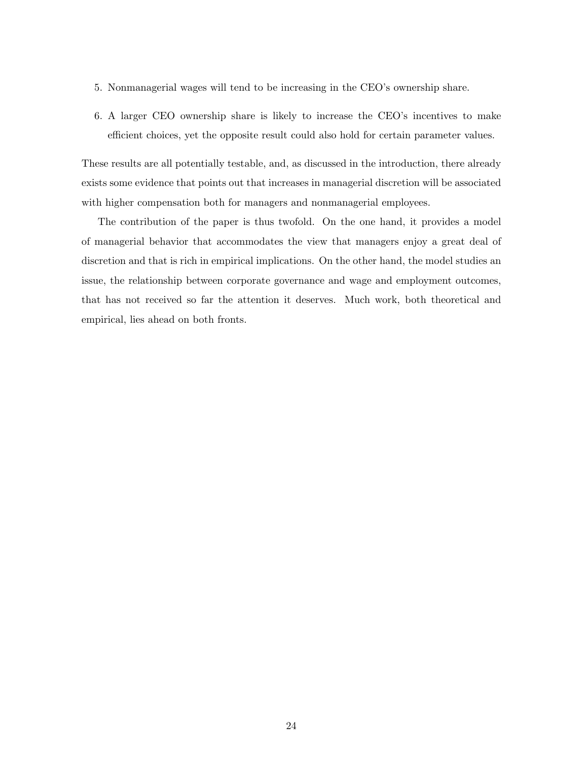5. Nonmanagerial wages will tend to be increasing in the CEO's ownership share.
6. A larger CEO ownership share is likely to increase the CEO's incentives to make efficient choices, yet the opposite result could also hold for certain parameter values.

These results are all potentially testable, and, as discussed in the introduction, there already exists some evidence that points out that increases in managerial discretion will be associated with higher compensation both for managers and nonmanagerial employees.

The contribution of the paper is thus twofold. On the one hand, it provides a model of managerial behavior that accommodates the view that managers enjoy a great deal of discretion and that is rich in empirical implications. On the other hand, the model studies an issue, the relationship between corporate governance and wage and employment outcomes, that has not received so far the attention it deserves. Much work, both theoretical and empirical, lies ahead on both fronts.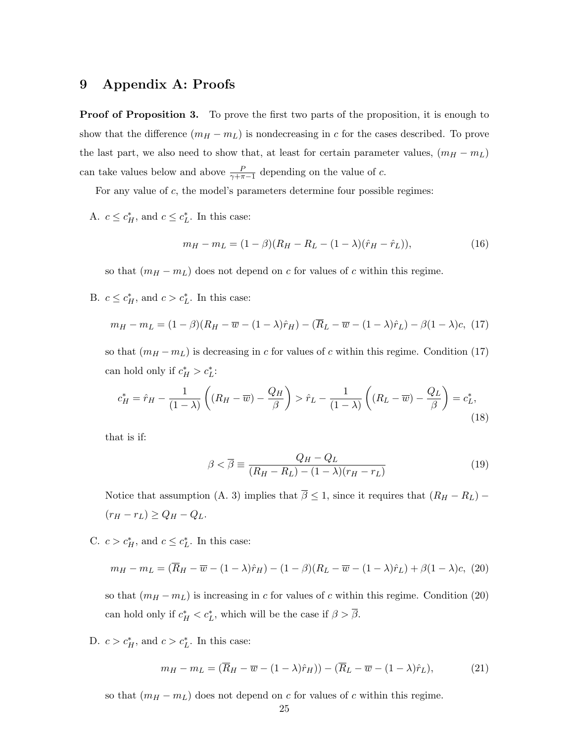# 9 Appendix A: Proofs

**Proof of Proposition 3.** To prove the first two parts of the proposition, it is enough to show that the difference $(m_H - m_L)$ is nondecreasing in $c$ for the cases described. To prove the last part, we also need to show that, at least for certain parameter values, $(m_H - m_L)$ can take values below and above $\frac{P}{\gamma+\pi-1}$ depending on the value of $c$.

For any value of $c$, the model's parameters determine four possible regimes:

A. $c \leq c_H^*$, and $c \leq c_L^*$. In this case:

$$m_H - m_L = (1-\beta)(R_H - R_L - (1-\lambda)(\hat{r}_H - \hat{r}_L)), \tag{16}$$

so that $(m_H - m_L)$ does not depend on $c$ for values of $c$ within this regime.

B. $c \leq c_H^*$, and $c > c_L^*$. In this case:

$$m_H - m_L = (1-\beta)(R_H - \overline{w} - (1-\lambda)\hat{r}_H) - (\overline{R}_L - \overline{w} - (1-\lambda)\hat{r}_L) - \beta(1-\lambda)c, \tag{17}$$

so that $(m_H - m_L)$ is decreasing in $c$ for values of $c$ within this regime. Condition (17) can hold only if $c_H^* > c_L^*$:

$$c_H^* = \hat{r}_H - \frac{1}{(1-\lambda)}\left((R_H - \overline{w}) - \frac{Q_H}{\beta}\right) > \hat{r}_L - \frac{1}{(1-\lambda)}\left((R_L - \overline{w}) - \frac{Q_L}{\beta}\right) = c_L^*, \tag{18}$$

that is if:

$$\beta < \overline{\beta} \equiv \frac{Q_H - Q_L}{(R_H - R_L) - (1-\lambda)(r_H - r_L)} \tag{19}$$

Notice that assumption (A. 3) implies that $\overline{\beta} \leq 1$, since it requires that $(R_H - R_L) - (r_H - r_L) \geq Q_H - Q_L$.

C. $c > c_H^*$, and $c \leq c_L^*$. In this case:

$$m_H - m_L = (\overline{R}_H - \overline{w} - (1-\lambda)\hat{r}_H) - (1-\beta)(R_L - \overline{w} - (1-\lambda)\hat{r}_L) + \beta(1-\lambda)c, \tag{20}$$

so that $(m_H - m_L)$ is increasing in $c$ for values of $c$ within this regime. Condition (20) can hold only if $c_H^* < c_L^*$, which will be the case if $\beta > \overline{\beta}$.

D. $c > c_H^*$, and $c > c_L^*$. In this case:

$$m_H - m_L = (\overline{R}_H - \overline{w} - (1-\lambda)\hat{r}_H)) - (\overline{R}_L - \overline{w} - (1-\lambda)\hat{r}_L), \tag{21}$$

so that $(m_H - m_L)$ does not depend on $c$ for values of $c$ within this regime.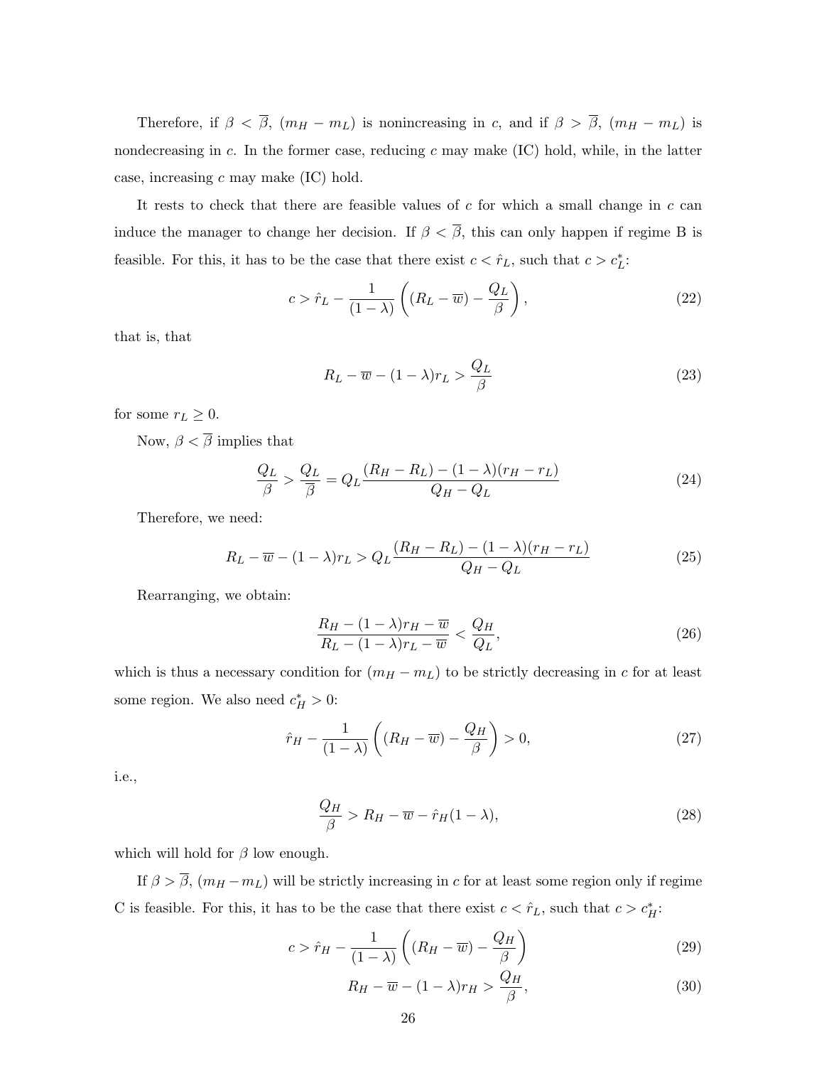Therefore, if $\beta < \overline{\beta}$, $(m_H - m_L)$ is nonincreasing in $c$, and if $\beta > \overline{\beta}$, $(m_H - m_L)$ is nondecreasing in $c$. In the former case, reducing $c$ may make (IC) hold, while, in the latter case, increasing $c$ may make (IC) hold.

It rests to check that there are feasible values of $c$ for which a small change in $c$ can induce the manager to change her decision. If $\beta < \overline{\beta}$, this can only happen if regime B is feasible. For this, it has to be the case that there exist $c < \hat{r}_L$, such that $c > c_L^*$:

$$c > \hat{r}_L - \frac{1}{(1-\lambda)}\left((R_L - \overline{w}) - \frac{Q_L}{\beta}\right), \tag{22}$$

that is, that

$$R_L - \overline{w} - (1-\lambda)r_L > \frac{Q_L}{\beta} \tag{23}$$

for some $r_L \geq 0$.

Now, $\beta < \overline{\beta}$ implies that

$$\frac{Q_L}{\beta} > \frac{Q_L}{\overline{\beta}} = Q_L \frac{(R_H - R_L) - (1-\lambda)(r_H - r_L)}{Q_H - Q_L} \tag{24}$$

Therefore, we need:

$$R_L - \overline{w} - (1-\lambda)r_L > Q_L \frac{(R_H - R_L) - (1-\lambda)(r_H - r_L)}{Q_H - Q_L} \tag{25}$$

Rearranging, we obtain:

$$\frac{R_H - (1-\lambda)r_H - \overline{w}}{R_L - (1-\lambda)r_L - \overline{w}} < \frac{Q_H}{Q_L}, \tag{26}$$

which is thus a necessary condition for $(m_H - m_L)$ to be strictly decreasing in $c$ for at least some region. We also need $c_H^* > 0$:

$$\hat{r}_H - \frac{1}{(1-\lambda)}\left((R_H - \overline{w}) - \frac{Q_H}{\beta}\right) > 0, \tag{27}$$

i.e.,

$$\frac{Q_H}{\beta} > R_H - \overline{w} - \hat{r}_H(1-\lambda), \tag{28}$$

which will hold for $\beta$ low enough.

If $\beta > \overline{\beta}$, $(m_H - m_L)$ will be strictly increasing in $c$ for at least some region only if regime C is feasible. For this, it has to be the case that there exist $c < \hat{r}_L$, such that $c > c_H^*$:

$$c > \hat{r}_H - \frac{1}{(1-\lambda)}\left((R_H - \overline{w}) - \frac{Q_H}{\beta}\right) \tag{29}$$

$$R_H - \overline{w} - (1-\lambda)r_H > \frac{Q_H}{\beta}, \tag{30}$$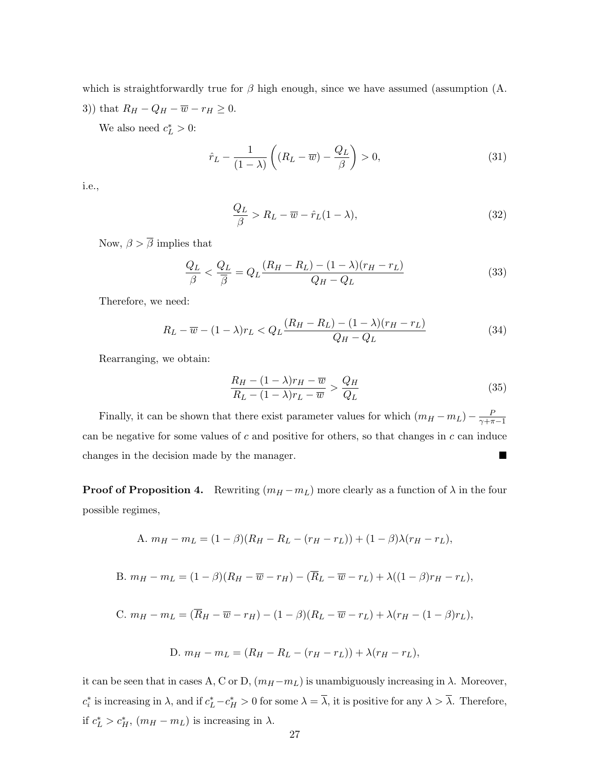which is straightforwardly true for $\beta$ high enough, since we have assumed (assumption (A. 3)) that $R_H - Q_H - \overline{w} - r_H \geq 0$.

We also need $c_L^* > 0$:

$$\hat{r}_L - \frac{1}{(1-\lambda)}\left((R_L - \overline{w}) - \frac{Q_L}{\beta}\right) > 0, \tag{31}$$

i.e.,

$$\frac{Q_L}{\beta} > R_L - \overline{w} - \hat{r}_L(1-\lambda), \tag{32}$$

Now, $\beta > \overline{\beta}$ implies that

$$\frac{Q_L}{\beta} < \frac{Q_L}{\overline{\beta}} = Q_L\frac{(R_H - R_L) - (1-\lambda)(r_H - r_L)}{Q_H - Q_L} \tag{33}$$

Therefore, we need:

$$R_L - \overline{w} - (1-\lambda)r_L < Q_L\frac{(R_H - R_L) - (1-\lambda)(r_H - r_L)}{Q_H - Q_L} \tag{34}$$

Rearranging, we obtain:

$$\frac{R_H - (1-\lambda)r_H - \overline{w}}{R_L - (1-\lambda)r_L - \overline{w}} > \frac{Q_H}{Q_L} \tag{35}$$

Finally, it can be shown that there exist parameter values for which $(m_H - m_L) - \frac{P}{\gamma+\pi-1}$ can be negative for some values of $c$ and positive for others, so that changes in $c$ can induce changes in the decision made by the manager. ∎

**Proof of Proposition 4.** Rewriting $(m_H - m_L)$ more clearly as a function of $\lambda$ in the four possible regimes,

A. $m_H - m_L = (1-\beta)(R_H - R_L - (r_H - r_L)) + (1-\beta)\lambda(r_H - r_L)$,

B. $m_H - m_L = (1-\beta)(R_H - \overline{w} - r_H) - (\overline{R}_L - \overline{w} - r_L) + \lambda((1-\beta)r_H - r_L)$,

C. $m_H - m_L = (\overline{R}_H - \overline{w} - r_H) - (1-\beta)(R_L - \overline{w} - r_L) + \lambda(r_H - (1-\beta)r_L)$,

D. $m_H - m_L = (R_H - R_L - (r_H - r_L)) + \lambda(r_H - r_L)$,

it can be seen that in cases A, C or D, $(m_H - m_L)$ is unambiguously increasing in $\lambda$. Moreover, $c_i^*$ is increasing in $\lambda$, and if $c_L^* - c_H^* > 0$ for some $\lambda = \overline{\lambda}$, it is positive for any $\lambda > \overline{\lambda}$. Therefore, if $c_L^* > c_H^*$, $(m_H - m_L)$ is increasing in $\lambda$.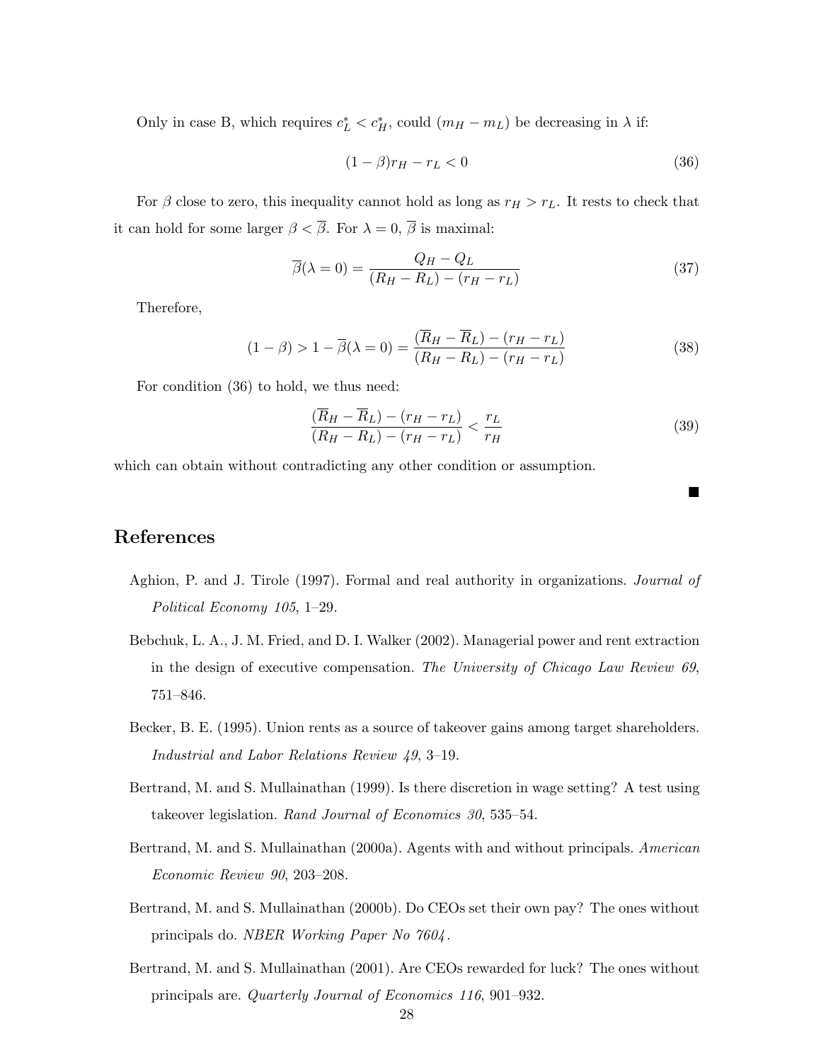Only in case B, which requires $c_L^* < c_H^*$, could $(m_H - m_L)$ be decreasing in $\lambda$ if:

$$(1-\beta)r_H - r_L < 0 \tag{36}$$

For $\beta$ close to zero, this inequality cannot hold as long as $r_H > r_L$. It rests to check that it can hold for some larger $\beta < \overline{\beta}$. For $\lambda = 0$, $\overline{\beta}$ is maximal:

$$\overline{\beta}(\lambda = 0) = \frac{Q_H - Q_L}{(R_H - R_L) - (r_H - r_L)} \tag{37}$$

Therefore,

$$(1-\beta) > 1 - \overline{\beta}(\lambda = 0) = \frac{(\overline{R}_H - \overline{R}_L) - (r_H - r_L)}{(R_H - R_L) - (r_H - r_L)} \tag{38}$$

For condition (36) to hold, we thus need:

$$\frac{(\overline{R}_H - \overline{R}_L) - (r_H - r_L)}{(R_H - R_L) - (r_H - r_L)} < \frac{r_L}{r_H} \tag{39}$$

which can obtain without contradicting any other condition or assumption.

■

## References

Aghion, P. and J. Tirole (1997). Formal and real authority in organizations. *Journal of Political Economy 105*, 1–29.

Bebchuk, L. A., J. M. Fried, and D. I. Walker (2002). Managerial power and rent extraction in the design of executive compensation. *The University of Chicago Law Review 69*, 751–846.

Becker, B. E. (1995). Union rents as a source of takeover gains among target shareholders. *Industrial and Labor Relations Review 49*, 3–19.

Bertrand, M. and S. Mullainathan (1999). Is there discretion in wage setting? A test using takeover legislation. *Rand Journal of Economics 30*, 535–54.

Bertrand, M. and S. Mullainathan (2000a). Agents with and without principals. *American Economic Review 90*, 203–208.

Bertrand, M. and S. Mullainathan (2000b). Do CEOs set their own pay? The ones without principals do. *NBER Working Paper No 7604*.

Bertrand, M. and S. Mullainathan (2001). Are CEOs rewarded for luck? The ones without principals are. *Quarterly Journal of Economics 116*, 901–932.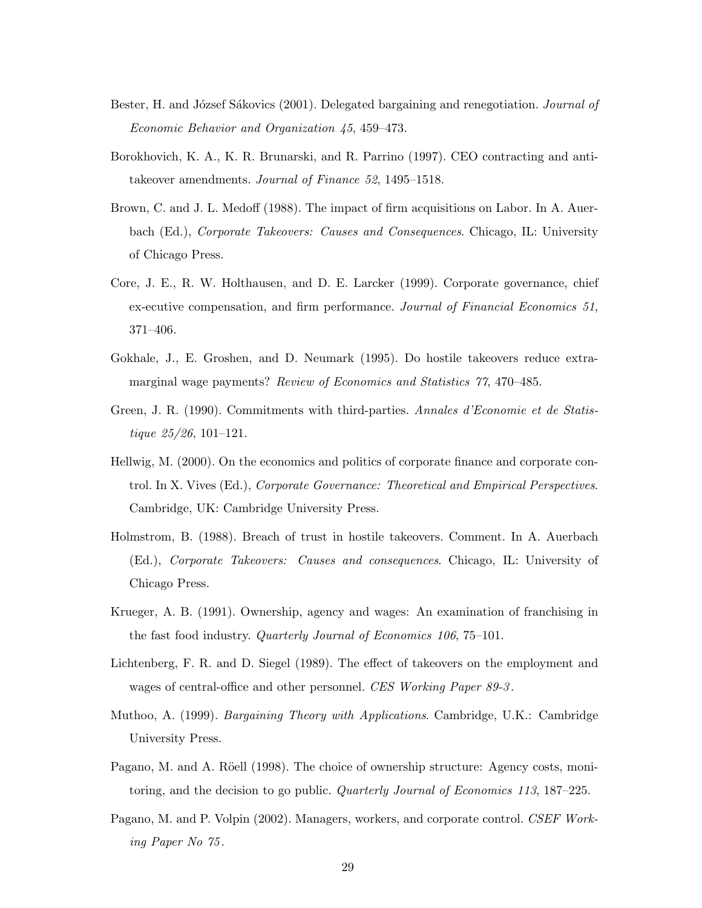Bester, H. and József Sákovics (2001). Delegated bargaining and renegotiation. *Journal of Economic Behavior and Organization 45*, 459–473.

Borokhovich, K. A., K. R. Brunarski, and R. Parrino (1997). CEO contracting and anti-takeover amendments. *Journal of Finance 52*, 1495–1518.

Brown, C. and J. L. Medoff (1988). The impact of firm acquisitions on Labor. In A. Auerbach (Ed.), *Corporate Takeovers: Causes and Consequences*. Chicago, IL: University of Chicago Press.

Core, J. E., R. W. Holthausen, and D. E. Larcker (1999). Corporate governance, chief ex-ecutive compensation, and firm performance. *Journal of Financial Economics 51*, 371–406.

Gokhale, J., E. Groshen, and D. Neumark (1995). Do hostile takeovers reduce extra-marginal wage payments? *Review of Economics and Statistics 77*, 470–485.

Green, J. R. (1990). Commitments with third-parties. *Annales d'Economie et de Statistique 25/26*, 101–121.

Hellwig, M. (2000). On the economics and politics of corporate finance and corporate control. In X. Vives (Ed.), *Corporate Governance: Theoretical and Empirical Perspectives*. Cambridge, UK: Cambridge University Press.

Holmstrom, B. (1988). Breach of trust in hostile takeovers. Comment. In A. Auerbach (Ed.), *Corporate Takeovers: Causes and consequences*. Chicago, IL: University of Chicago Press.

Krueger, A. B. (1991). Ownership, agency and wages: An examination of franchising in the fast food industry. *Quarterly Journal of Economics 106*, 75–101.

Lichtenberg, F. R. and D. Siegel (1989). The effect of takeovers on the employment and wages of central-office and other personnel. *CES Working Paper 89-3*.

Muthoo, A. (1999). *Bargaining Theory with Applications*. Cambridge, U.K.: Cambridge University Press.

Pagano, M. and A. Röell (1998). The choice of ownership structure: Agency costs, monitoring, and the decision to go public. *Quarterly Journal of Economics 113*, 187–225.

Pagano, M. and P. Volpin (2002). Managers, workers, and corporate control. *CSEF Working Paper No 75*.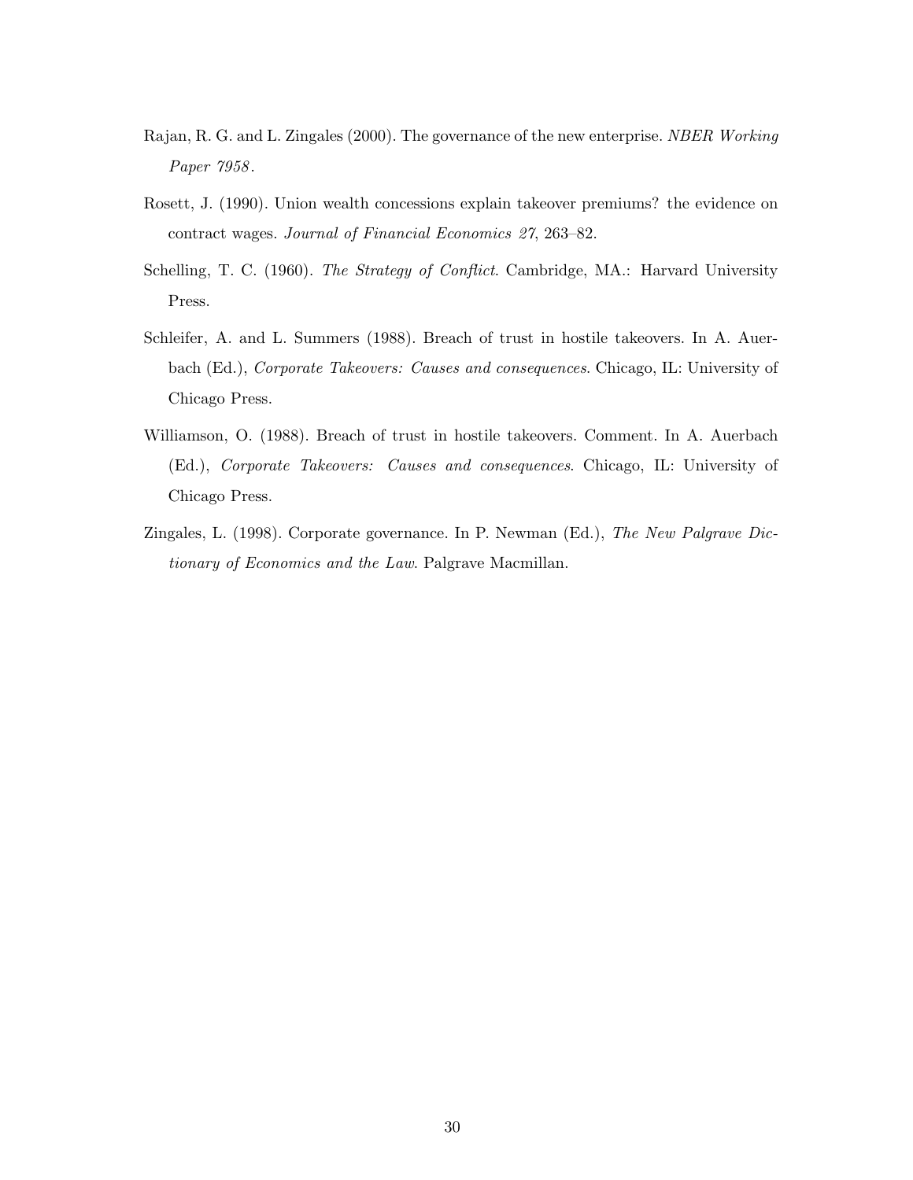Rajan, R. G. and L. Zingales (2000). The governance of the new enterprise. *NBER Working Paper 7958*.

Rosett, J. (1990). Union wealth concessions explain takeover premiums? the evidence on contract wages. *Journal of Financial Economics 27*, 263–82.

Schelling, T. C. (1960). *The Strategy of Conflict*. Cambridge, MA.: Harvard University Press.

Schleifer, A. and L. Summers (1988). Breach of trust in hostile takeovers. In A. Auerbach (Ed.), *Corporate Takeovers: Causes and consequences*. Chicago, IL: University of Chicago Press.

Williamson, O. (1988). Breach of trust in hostile takeovers. Comment. In A. Auerbach (Ed.), *Corporate Takeovers: Causes and consequences*. Chicago, IL: University of Chicago Press.

Zingales, L. (1998). Corporate governance. In P. Newman (Ed.), *The New Palgrave Dictionary of Economics and the Law*. Palgrave Macmillan.